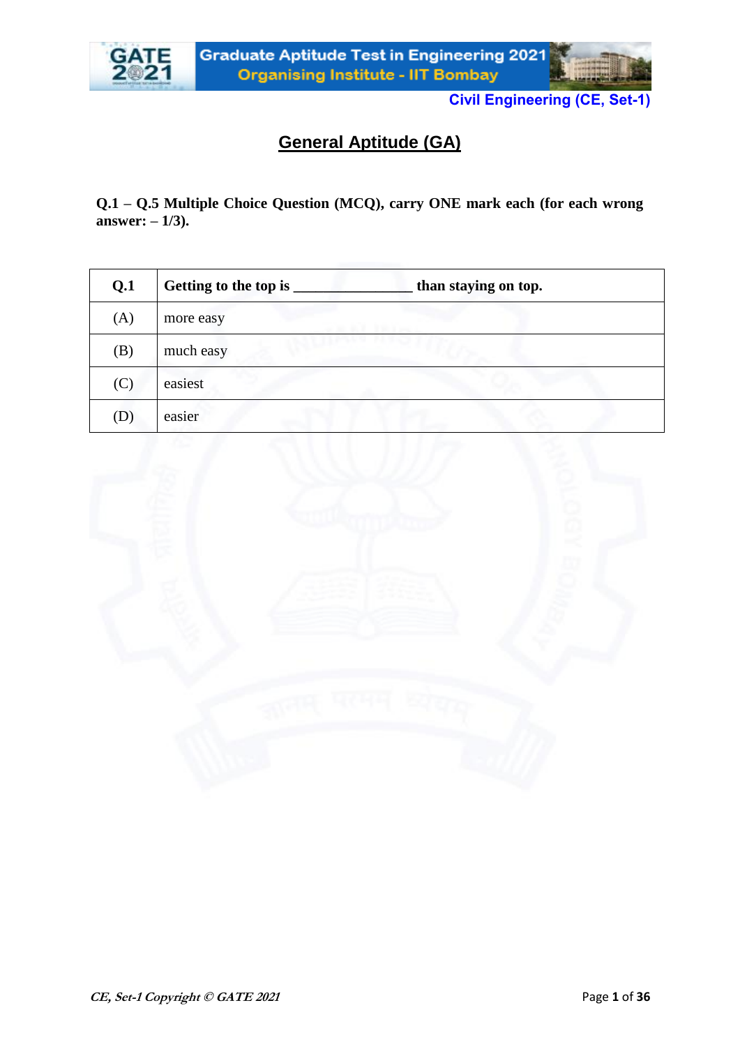Civil Engineering (CE, Set-1)

## General Aptitude (GA)

**Q.1 – Q.5 Multiple Choice Question (MCQ), carry ONE mark each (for each wrong answer: – 1/3).**

| **Q.1** | **Getting to the top is _______________ than staying on top.** |
|---|---|
| (A) | more easy |
| (B) | much easy |
| (C) | easiest |
| (D) | easier |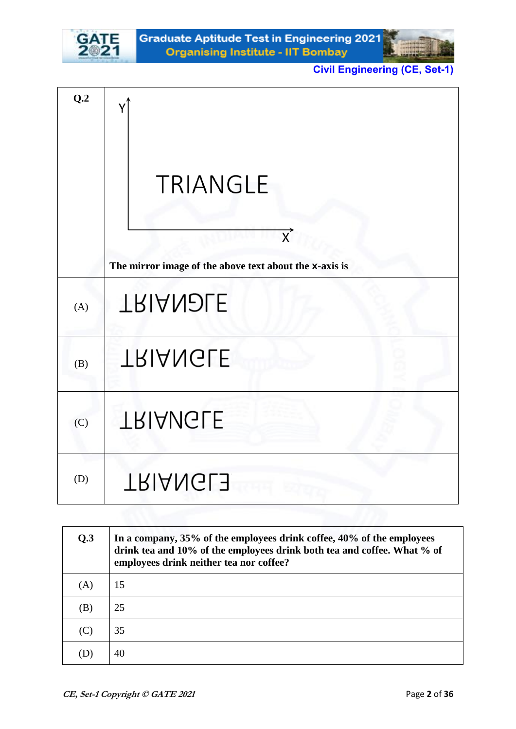| Q.2 | Y (axis) with the text "TRIANGLE" placed above the X (axis)<br><br>**The mirror image of the above text about the X-axis is** |
|---|---|
| (A) | ꓕꓤIꓯꓠꓨꓶƎ |
| (B) | ꓕꓤIꓯꓠꓨꓶƎ |
| (C) | ꓕꓤIꓯNꓨꓶƎ |
| (D) | ꓕꓤIꓯꓠꓨꓶƐ |

| Q.3 | **In a company, 35% of the employees drink coffee, 40% of the employees drink tea and 10% of the employees drink both tea and coffee. What % of employees drink neither tea nor coffee?** |
|---|---|
| (A) | 15 |
| (B) | 25 |
| (C) | 35 |
| (D) | 40 |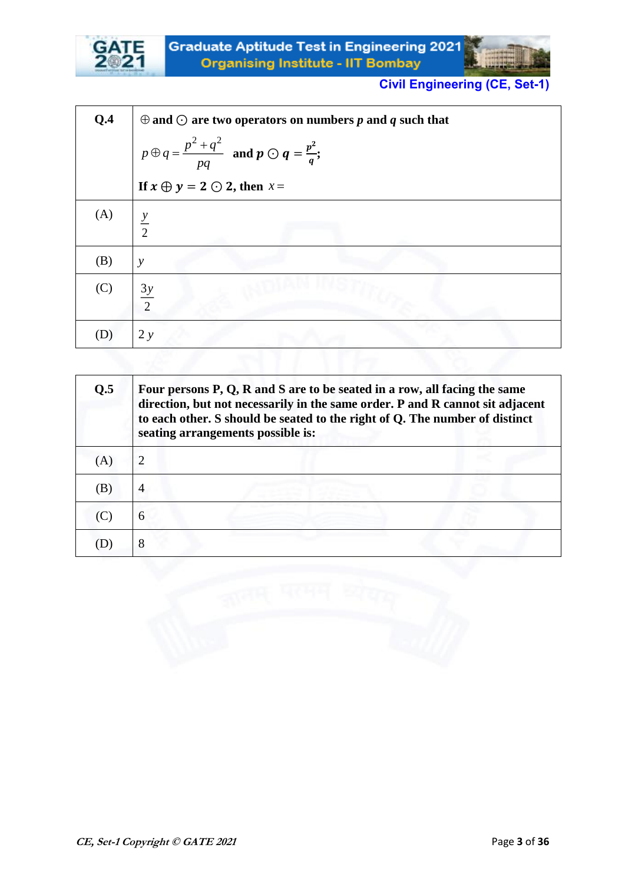| Q.4 | $\oplus$ **and** $\odot$ **are two operators on numbers** $p$ **and** $q$ **such that** $p \oplus q = \dfrac{p^2+q^2}{pq}$ **and** $p \odot q = \dfrac{p^2}{q}$; **If** $x \oplus y = 2 \odot 2$**, then** $x =$ |
|---|---|
| (A) | $\dfrac{y}{2}$ |
| (B) | $y$ |
| (C) | $\dfrac{3y}{2}$ |
| (D) | $2y$ |

| Q.5 | **Four persons P, Q, R and S are to be seated in a row, all facing the same direction, but not necessarily in the same order. P and R cannot sit adjacent to each other. S should be seated to the right of Q. The number of distinct seating arrangements possible is:** |
|---|---|
| (A) | 2 |
| (B) | 4 |
| (C) | 6 |
| (D) | 8 |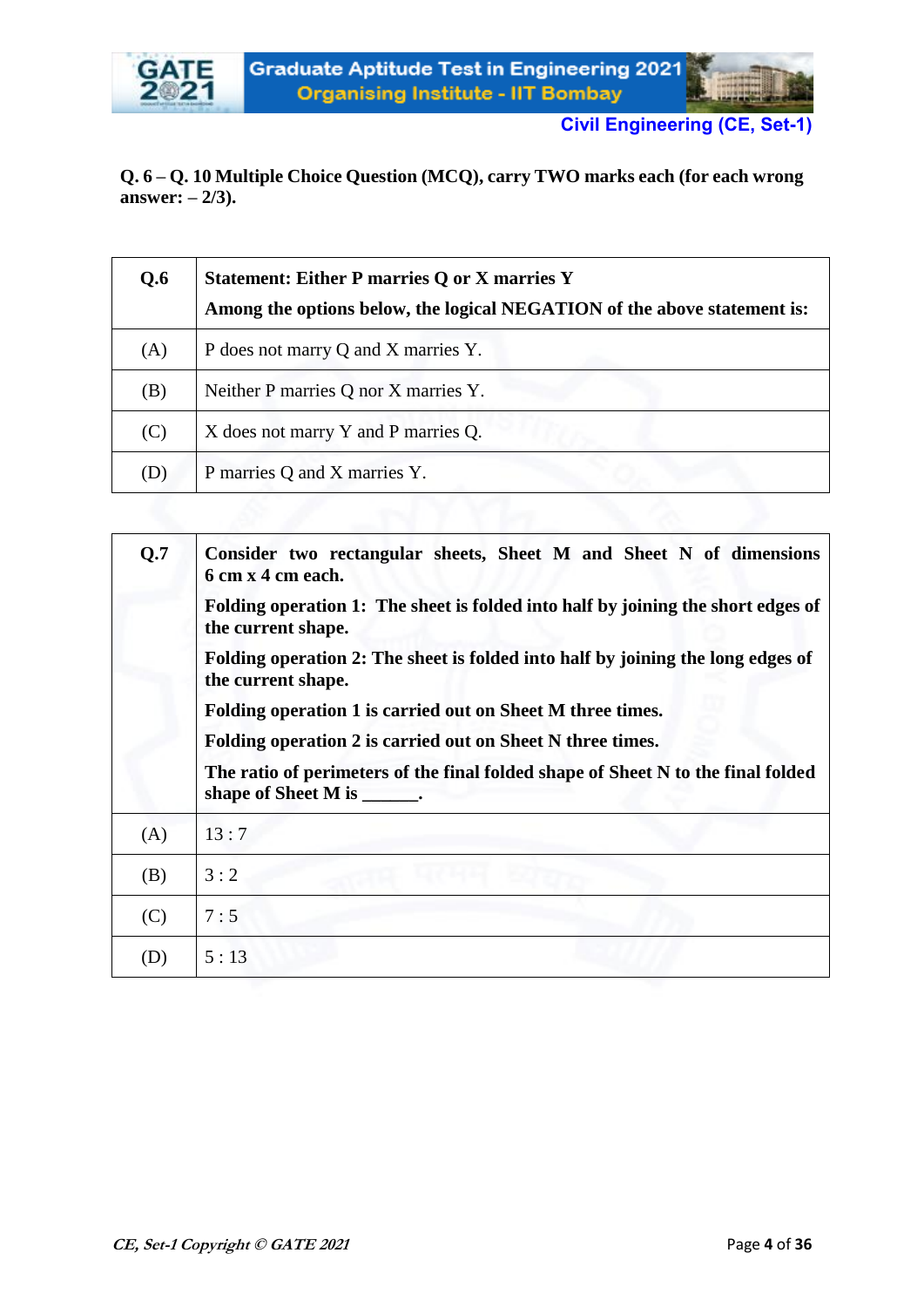**Q. 6 – Q. 10 Multiple Choice Question (MCQ), carry TWO marks each (for each wrong answer: – 2/3).**

| **Q.6** | **Statement: Either P marries Q or X marries Y** <br> **Among the options below, the logical NEGATION of the above statement is:** |
|---|---|
| (A) | P does not marry Q and X marries Y. |
| (B) | Neither P marries Q nor X marries Y. |
| (C) | X does not marry Y and P marries Q. |
| (D) | P marries Q and X marries Y. |

| **Q.7** | **Consider two rectangular sheets, Sheet M and Sheet N of dimensions 6 cm x 4 cm each.** <br> **Folding operation 1: The sheet is folded into half by joining the short edges of the current shape.** <br> **Folding operation 2: The sheet is folded into half by joining the long edges of the current shape.** <br> **Folding operation 1 is carried out on Sheet M three times.** <br> **Folding operation 2 is carried out on Sheet N three times.** <br> **The ratio of perimeters of the final folded shape of Sheet N to the final folded shape of Sheet M is ______.** |
|---|---|
| (A) | 13 : 7 |
| (B) | 3 : 2 |
| (C) | 7 : 5 |
| (D) | 5 : 13 |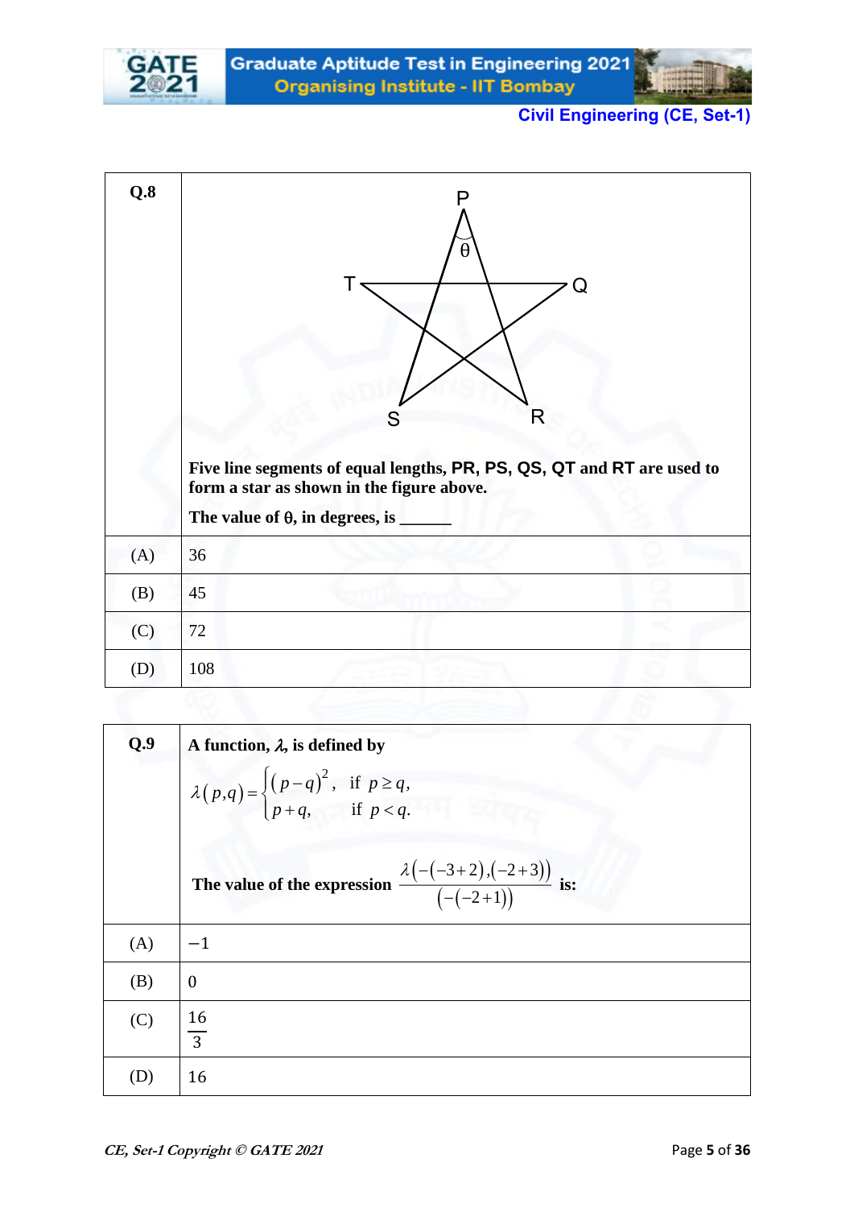**Q.8**

Five line segments of equal lengths, PR, PS, QS, QT and RT are used to form a star as shown in the figure above.

The value of θ, in degrees, is ______

| | |
|---|---|
| (A) | 36 |
| (B) | 45 |
| (C) | 72 |
| (D) | 108 |

**Q.9** A function, $\lambda$, is defined by

$$\lambda(p,q) = \begin{cases} (p-q)^2, & \text{if } p \geq q, \\ p+q, & \text{if } p < q. \end{cases}$$

The value of the expression $\dfrac{\lambda(-(-3+2),(-2+3))}{(-(-2+1))}$ is:

| | |
|---|---|
| (A) | $-1$ |
| (B) | 0 |
| (C) | $\frac{16}{3}$ |
| (D) | 16 |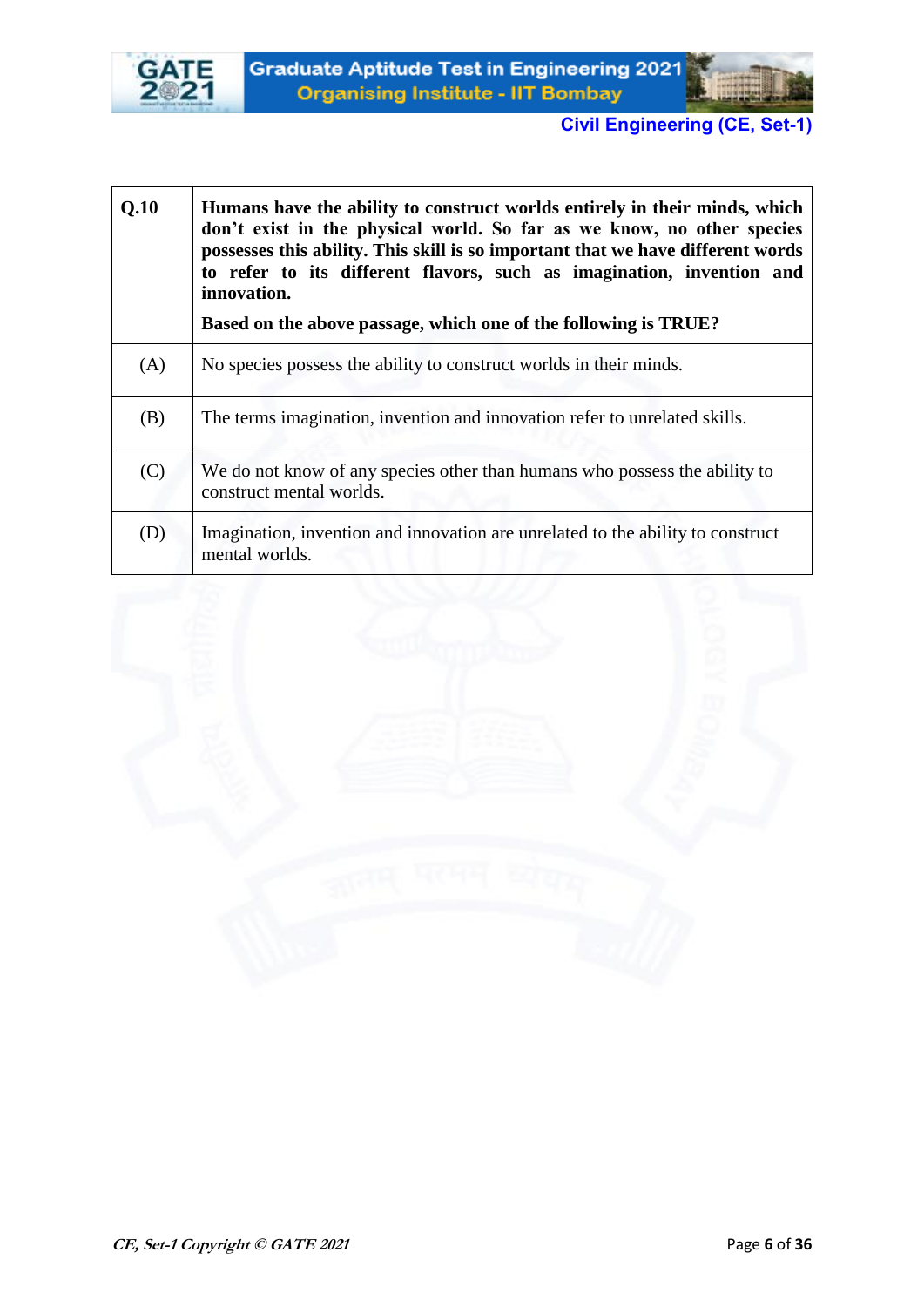| Q.10 | **Humans have the ability to construct worlds entirely in their minds, which don't exist in the physical world. So far as we know, no other species possesses this ability. This skill is so important that we have different words to refer to its different flavors, such as imagination, invention and innovation.** <br><br> **Based on the above passage, which one of the following is TRUE?** |
|---|---|
| (A) | No species possess the ability to construct worlds in their minds. |
| (B) | The terms imagination, invention and innovation refer to unrelated skills. |
| (C) | We do not know of any species other than humans who possess the ability to construct mental worlds. |
| (D) | Imagination, invention and innovation are unrelated to the ability to construct mental worlds. |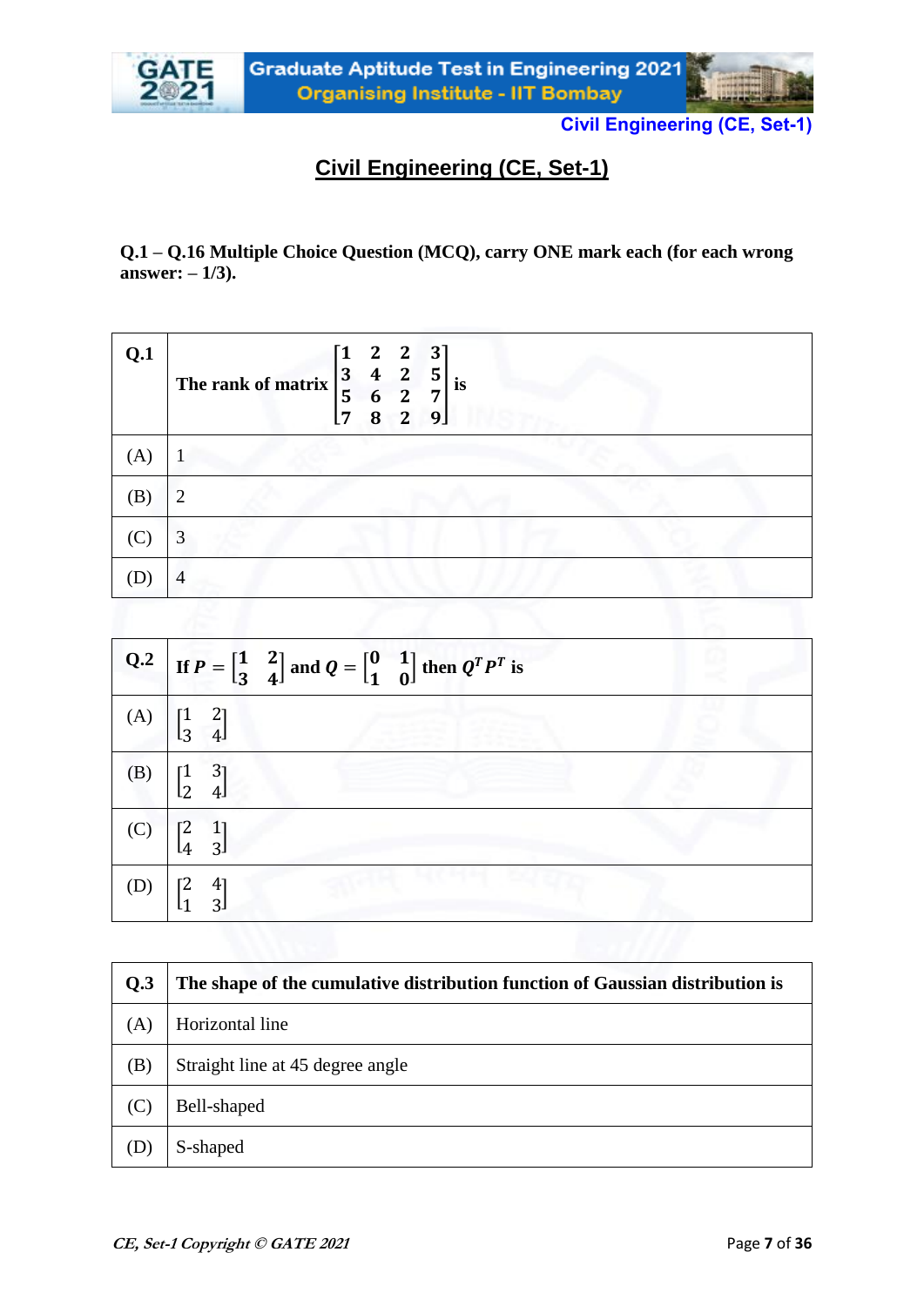# Civil Engineering (CE, Set-1)

**Q.1 – Q.16 Multiple Choice Question (MCQ), carry ONE mark each (for each wrong answer: – 1/3).**

| **Q.1** | **The rank of matrix** $\begin{bmatrix} 1 & 2 & 2 & 3 \\ 3 & 4 & 2 & 5 \\ 5 & 6 & 2 & 7 \\ 7 & 8 & 2 & 9 \end{bmatrix}$ **is** |
|---|---|
| (A) | 1 |
| (B) | 2 |
| (C) | 3 |
| (D) | 4 |

| **Q.2** | **If** $P = \begin{bmatrix} 1 & 2 \\ 3 & 4 \end{bmatrix}$ **and** $Q = \begin{bmatrix} 0 & 1 \\ 1 & 0 \end{bmatrix}$ **then** $Q^T P^T$ **is** |
|---|---|
| (A) | $\begin{bmatrix} 1 & 2 \\ 3 & 4 \end{bmatrix}$ |
| (B) | $\begin{bmatrix} 1 & 3 \\ 2 & 4 \end{bmatrix}$ |
| (C) | $\begin{bmatrix} 2 & 1 \\ 4 & 3 \end{bmatrix}$ |
| (D) | $\begin{bmatrix} 2 & 4 \\ 1 & 3 \end{bmatrix}$ |

| **Q.3** | **The shape of the cumulative distribution function of Gaussian distribution is** |
|---|---|
| (A) | Horizontal line |
| (B) | Straight line at 45 degree angle |
| (C) | Bell-shaped |
| (D) | S-shaped |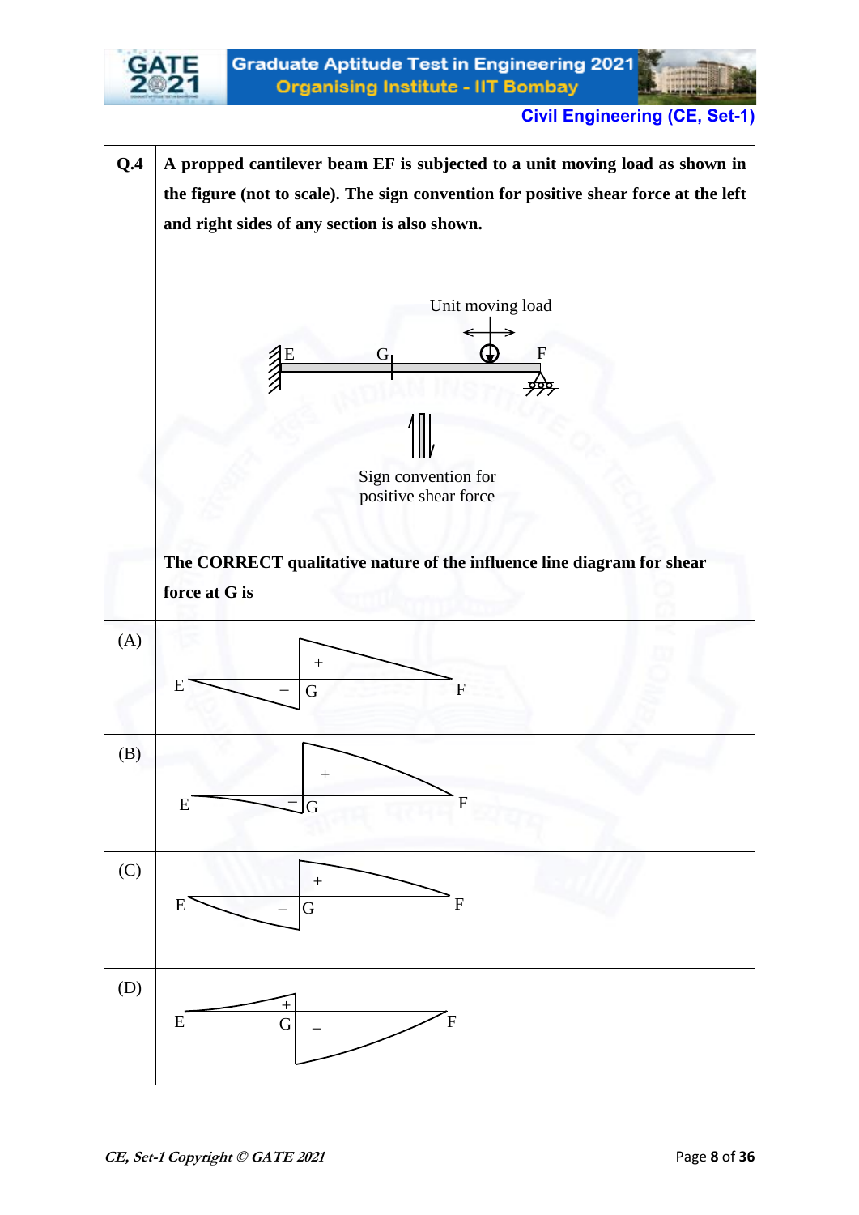**Q.4** **A propped cantilever beam EF is subjected to a unit moving load as shown in the figure (not to scale). The sign convention for positive shear force at the left and right sides of any section is also shown.**

Unit moving load

E G F

Sign convention for positive shear force

**The CORRECT qualitative nature of the influence line diagram for shear force at G is**

(A)

E – G + F

(B)

E – G + F

(C)

E – G + F

(D)

E + G – F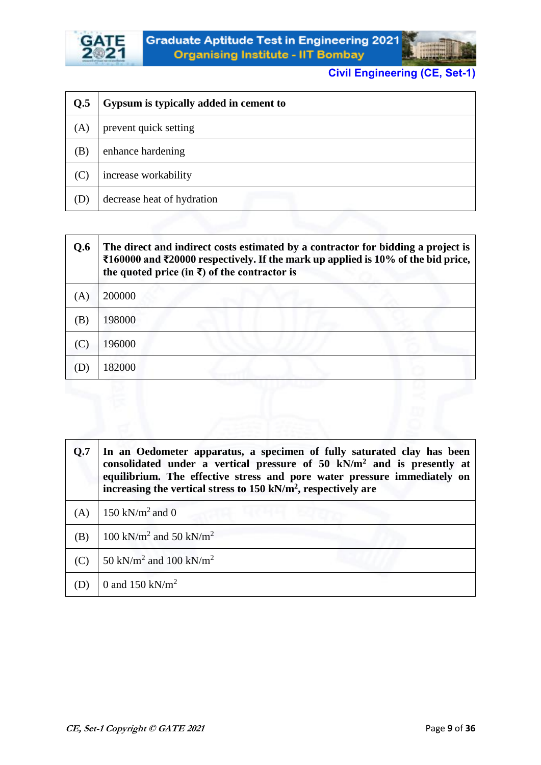| Q.5 | **Gypsum is typically added in cement to** |
|---|---|
| (A) | prevent quick setting |
| (B) | enhance hardening |
| (C) | increase workability |
| (D) | decrease heat of hydration |

| Q.6 | **The direct and indirect costs estimated by a contractor for bidding a project is ₹160000 and ₹20000 respectively. If the mark up applied is 10% of the bid price, the quoted price (in ₹) of the contractor is** |
|---|---|
| (A) | 200000 |
| (B) | 198000 |
| (C) | 196000 |
| (D) | 182000 |

| Q.7 | **In an Oedometer apparatus, a specimen of fully saturated clay has been consolidated under a vertical pressure of 50 kN/m$^2$ and is presently at equilibrium. The effective stress and pore water pressure immediately on increasing the vertical stress to 150 kN/m$^2$, respectively are** |
|---|---|
| (A) | 150 kN/m$^2$ and 0 |
| (B) | 100 kN/m$^2$ and 50 kN/m$^2$ |
| (C) | 50 kN/m$^2$ and 100 kN/m$^2$ |
| (D) | 0 and 150 kN/m$^2$ |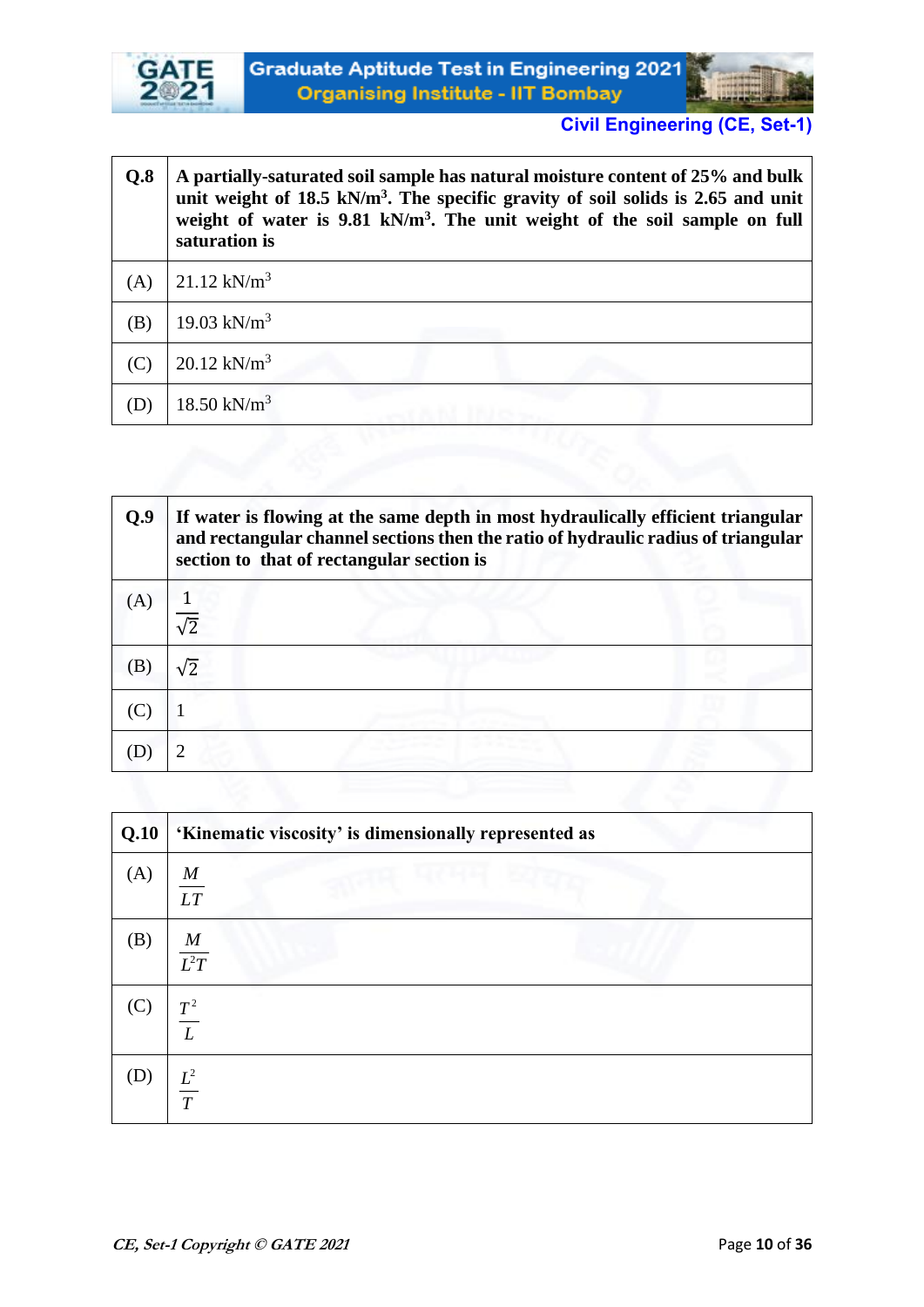| Q.8 | A partially-saturated soil sample has natural moisture content of 25% and bulk unit weight of 18.5 kN/m$^3$. The specific gravity of soil solids is 2.65 and unit weight of water is 9.81 kN/m$^3$. The unit weight of the soil sample on full saturation is |
|---|---|
| (A) | 21.12 kN/m$^3$ |
| (B) | 19.03 kN/m$^3$ |
| (C) | 20.12 kN/m$^3$ |
| (D) | 18.50 kN/m$^3$ |

| Q.9 | If water is flowing at the same depth in most hydraulically efficient triangular and rectangular channel sections then the ratio of hydraulic radius of triangular section to that of rectangular section is |
|---|---|
| (A) | $\frac{1}{\sqrt{2}}$ |
| (B) | $\sqrt{2}$ |
| (C) | 1 |
| (D) | 2 |

| Q.10 | 'Kinematic viscosity' is dimensionally represented as |
|---|---|
| (A) | $\frac{M}{LT}$ |
| (B) | $\frac{M}{L^2T}$ |
| (C) | $\frac{T^2}{L}$ |
| (D) | $\frac{L^2}{T}$ |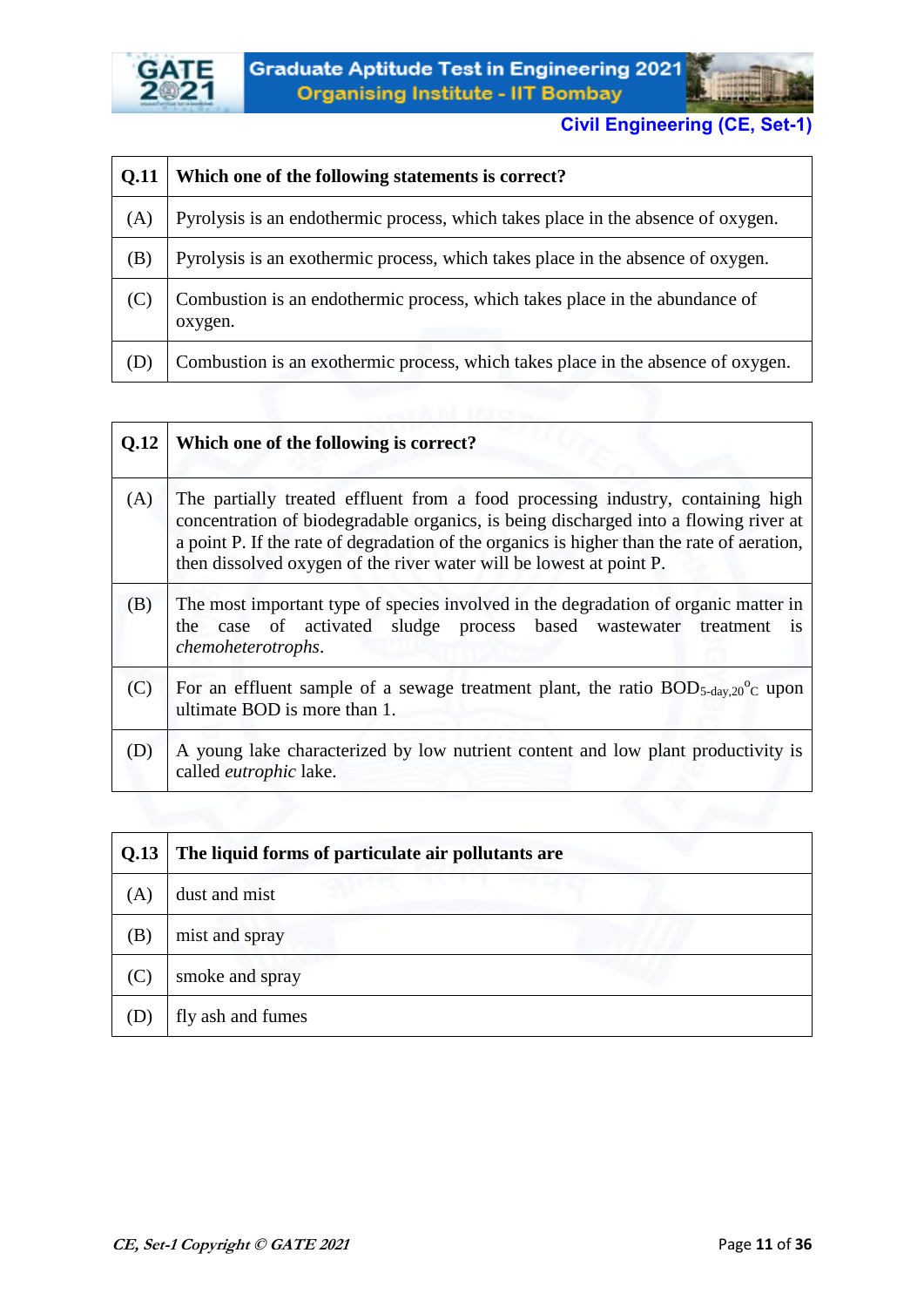| Q.11 | Which one of the following statements is correct? |
|---|---|
| (A) | Pyrolysis is an endothermic process, which takes place in the absence of oxygen. |
| (B) | Pyrolysis is an exothermic process, which takes place in the absence of oxygen. |
| (C) | Combustion is an endothermic process, which takes place in the abundance of oxygen. |
| (D) | Combustion is an exothermic process, which takes place in the absence of oxygen. |

| Q.12 | Which one of the following is correct? |
|---|---|
| (A) | The partially treated effluent from a food processing industry, containing high concentration of biodegradable organics, is being discharged into a flowing river at a point P. If the rate of degradation of the organics is higher than the rate of aeration, then dissolved oxygen of the river water will be lowest at point P. |
| (B) | The most important type of species involved in the degradation of organic matter in the case of activated sludge process based wastewater treatment is *chemoheterotrophs*. |
| (C) | For an effluent sample of a sewage treatment plant, the ratio $BOD_{5\text{-day},20^{\circ}C}$ upon ultimate BOD is more than 1. |
| (D) | A young lake characterized by low nutrient content and low plant productivity is called *eutrophic* lake. |

| Q.13 | The liquid forms of particulate air pollutants are |
|---|---|
| (A) | dust and mist |
| (B) | mist and spray |
| (C) | smoke and spray |
| (D) | fly ash and fumes |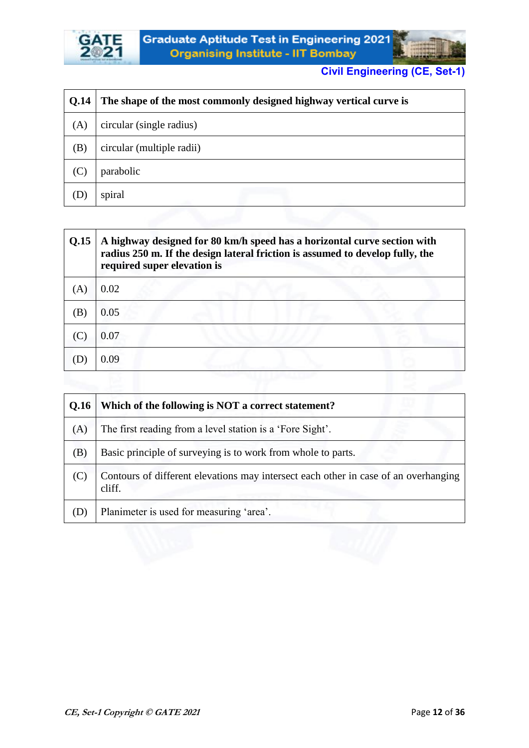| Q.14 | **The shape of the most commonly designed highway vertical curve is** |
|---|---|
| (A) | circular (single radius) |
| (B) | circular (multiple radii) |
| (C) | parabolic |
| (D) | spiral |

| Q.15 | **A highway designed for 80 km/h speed has a horizontal curve section with radius 250 m. If the design lateral friction is assumed to develop fully, the required super elevation is** |
|---|---|
| (A) | 0.02 |
| (B) | 0.05 |
| (C) | 0.07 |
| (D) | 0.09 |

| Q.16 | **Which of the following is NOT a correct statement?** |
|---|---|
| (A) | The first reading from a level station is a 'Fore Sight'. |
| (B) | Basic principle of surveying is to work from whole to parts. |
| (C) | Contours of different elevations may intersect each other in case of an overhanging cliff. |
| (D) | Planimeter is used for measuring 'area'. |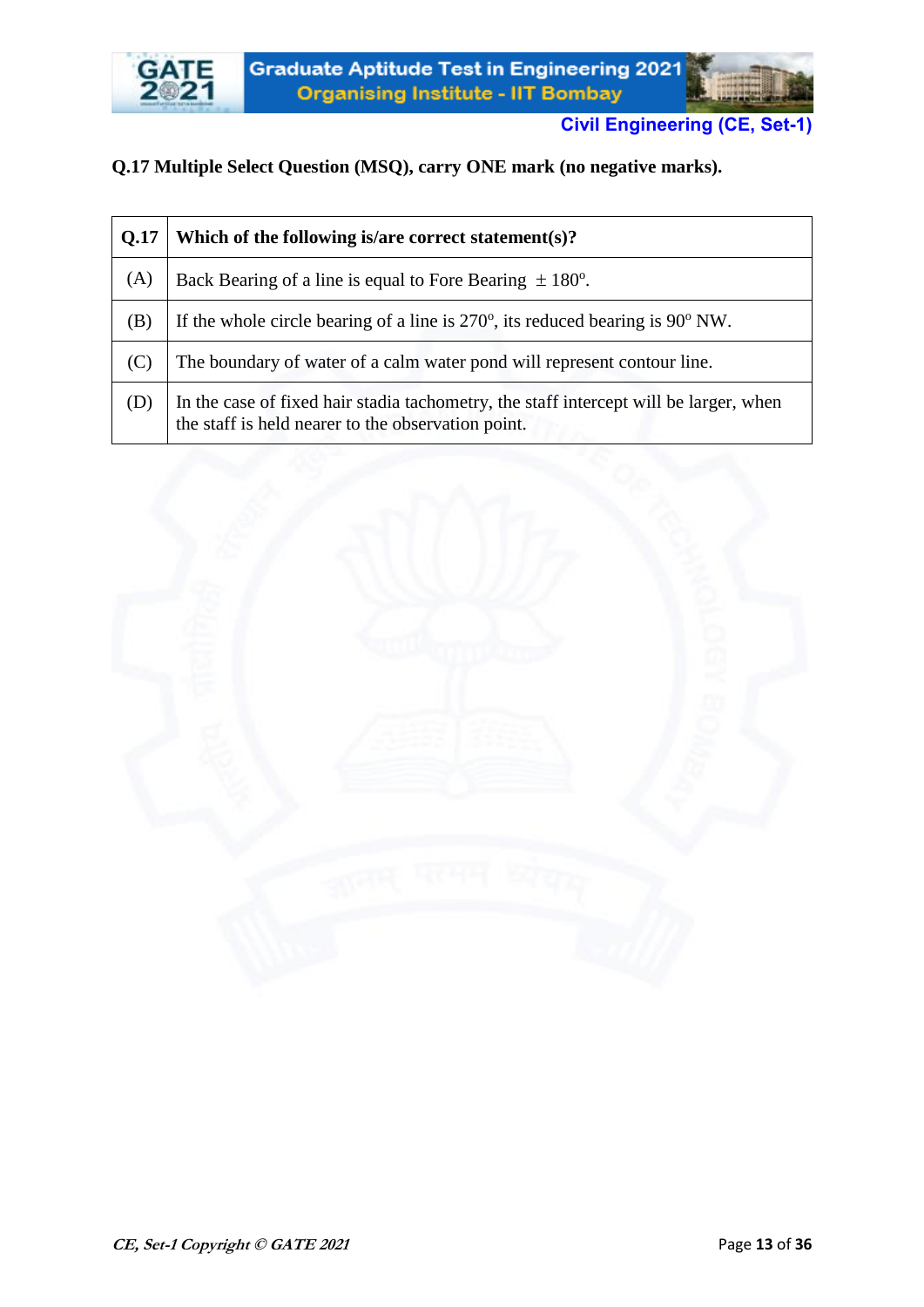**Q.17 Multiple Select Question (MSQ), carry ONE mark (no negative marks).**

| **Q.17** | **Which of the following is/are correct statement(s)?** |
|---|---|
| (A) | Back Bearing of a line is equal to Fore Bearing $\pm$ 180$^o$. |
| (B) | If the whole circle bearing of a line is 270$^o$, its reduced bearing is 90$^o$ NW. |
| (C) | The boundary of water of a calm water pond will represent contour line. |
| (D) | In the case of fixed hair stadia tachometry, the staff intercept will be larger, when the staff is held nearer to the observation point. |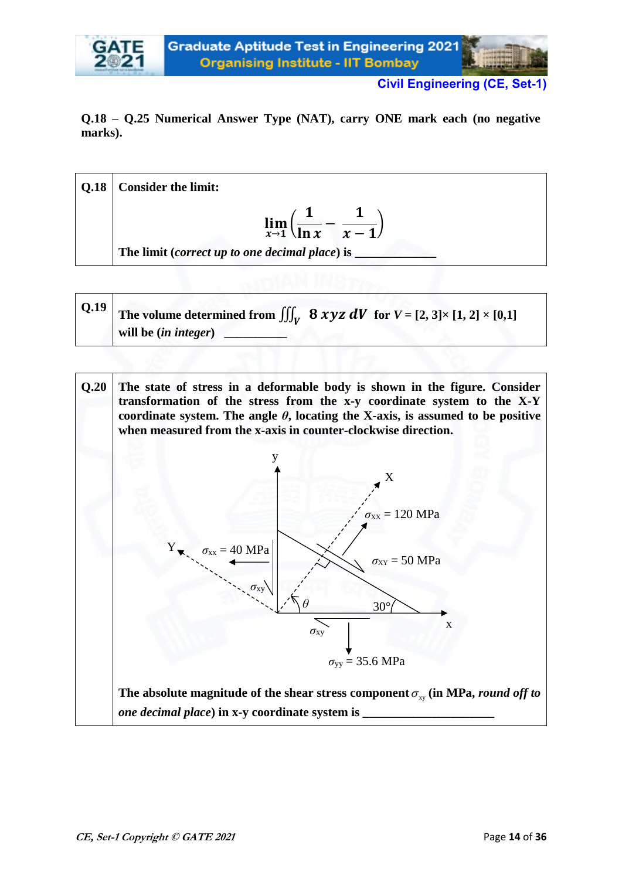**Q.18 – Q.25 Numerical Answer Type (NAT), carry ONE mark each (no negative marks).**

| | |
|---|---|
| **Q.18** | **Consider the limit:** $$\lim_{x \to 1}\left(\frac{1}{\ln x} - \frac{1}{x-1}\right)$$ **The limit (*correct up to one decimal place*) is \_\_\_\_\_\_\_\_\_\_\_\_\_** |

| | |
|---|---|
| **Q.19** | **The volume determined from** $\iiint_V 8\,xyz\,dV$ **for** $V = [2, 3] \times [1, 2] \times [0,1]$ **will be (*in integer*) \_\_\_\_\_\_\_\_\_\_** |

| | |
|---|---|
| **Q.20** | **The state of stress in a deformable body is shown in the figure. Consider transformation of the stress from the x-y coordinate system to the X-Y coordinate system. The angle $\theta$, locating the X-axis, is assumed to be positive when measured from the x-axis in counter-clockwise direction.** |
| | $\sigma_{XX} = 120$ MPa, $\sigma_{XY} = 50$ MPa, $\sigma_{xx} = 40$ MPa, $\sigma_{yy} = 35.6$ MPa, $30°$ |
| | **The absolute magnitude of the shear stress component $\sigma_{xy}$ (in MPa, *round off to one decimal place*) in x-y coordinate system is \_\_\_\_\_\_\_\_\_\_\_\_\_\_\_\_\_\_\_\_\_** |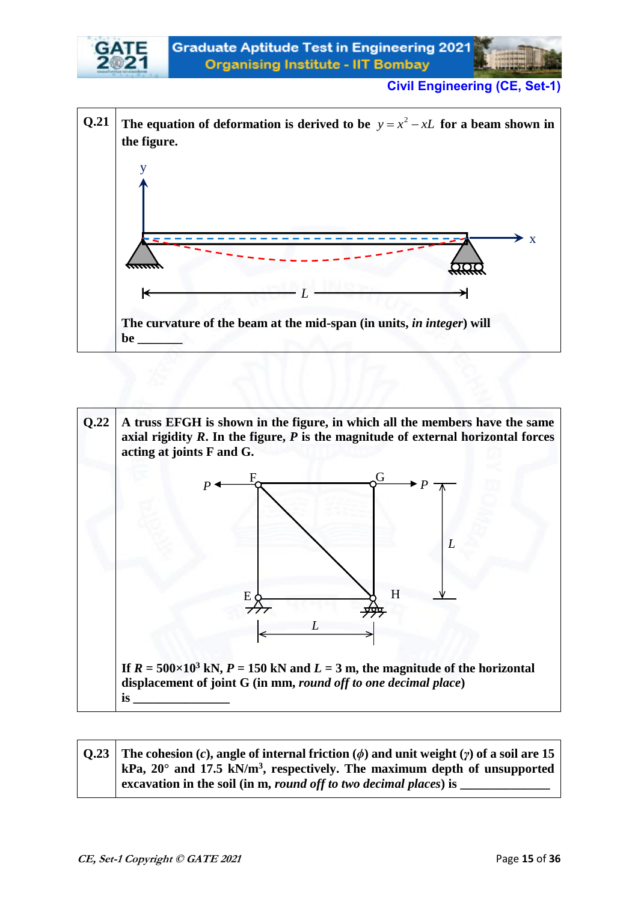**Q.21** The equation of deformation is derived to be $y = x^2 - xL$ for a beam shown in the figure.

The curvature of the beam at the mid-span (in units, *in integer*) will be _______

**Q.22** A truss EFGH is shown in the figure, in which all the members have the same axial rigidity $R$. In the figure, $P$ is the magnitude of external horizontal forces acting at joints F and G.

If $R = 500 \times 10^3$ kN, $P = 150$ kN and $L = 3$ m, the magnitude of the horizontal displacement of joint G (in mm, *round off to one decimal place*) is _______________

**Q.23** The cohesion ($c$), angle of internal friction ($\phi$) and unit weight ($\gamma$) of a soil are 15 kPa, 20° and 17.5 kN/m$^3$, respectively. The maximum depth of unsupported excavation in the soil (in m, *round off to two decimal places*) is ______________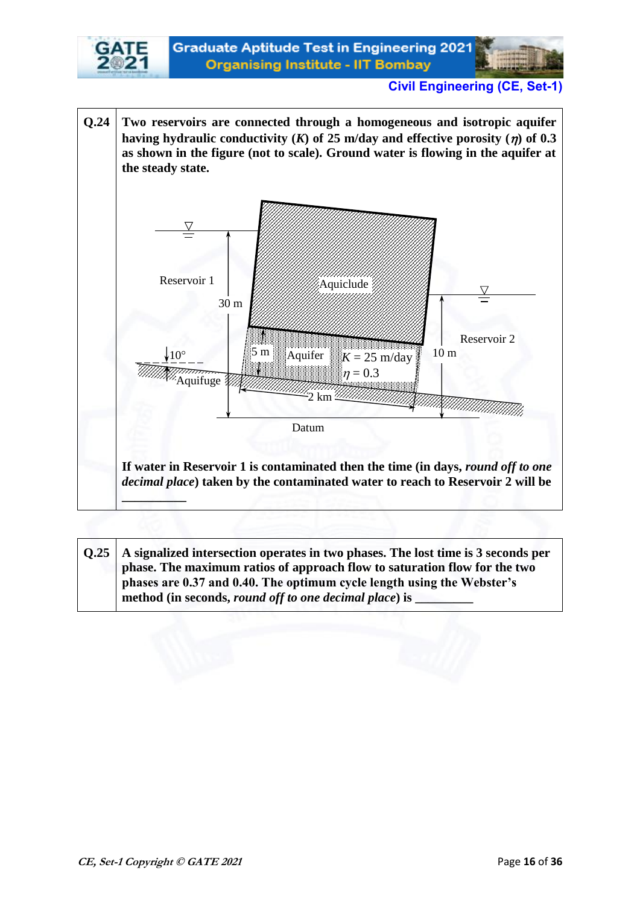**Q.24** Two reservoirs are connected through a homogeneous and isotropic aquifer having hydraulic conductivity ($K$) of 25 m/day and effective porosity ($\eta$) of 0.3 as shown in the figure (not to scale). Ground water is flowing in the aquifer at the steady state.

Reservoir 1

Aquiclude

30 m

Reservoir 2

5 m

Aquifer

$K$ = 25 m/day

$\eta$ = 0.3

10 m

10°

Aquifuge

2 km

Datum

If water in Reservoir 1 is contaminated then the time (in days, *round off to one decimal place*) taken by the contaminated water to reach to Reservoir 2 will be \_\_\_\_\_\_\_\_\_\_

**Q.25** A signalized intersection operates in two phases. The lost time is 3 seconds per phase. The maximum ratios of approach flow to saturation flow for the two phases are 0.37 and 0.40. The optimum cycle length using the Webster's method (in seconds, *round off to one decimal place*) is \_\_\_\_\_\_\_\_\_\_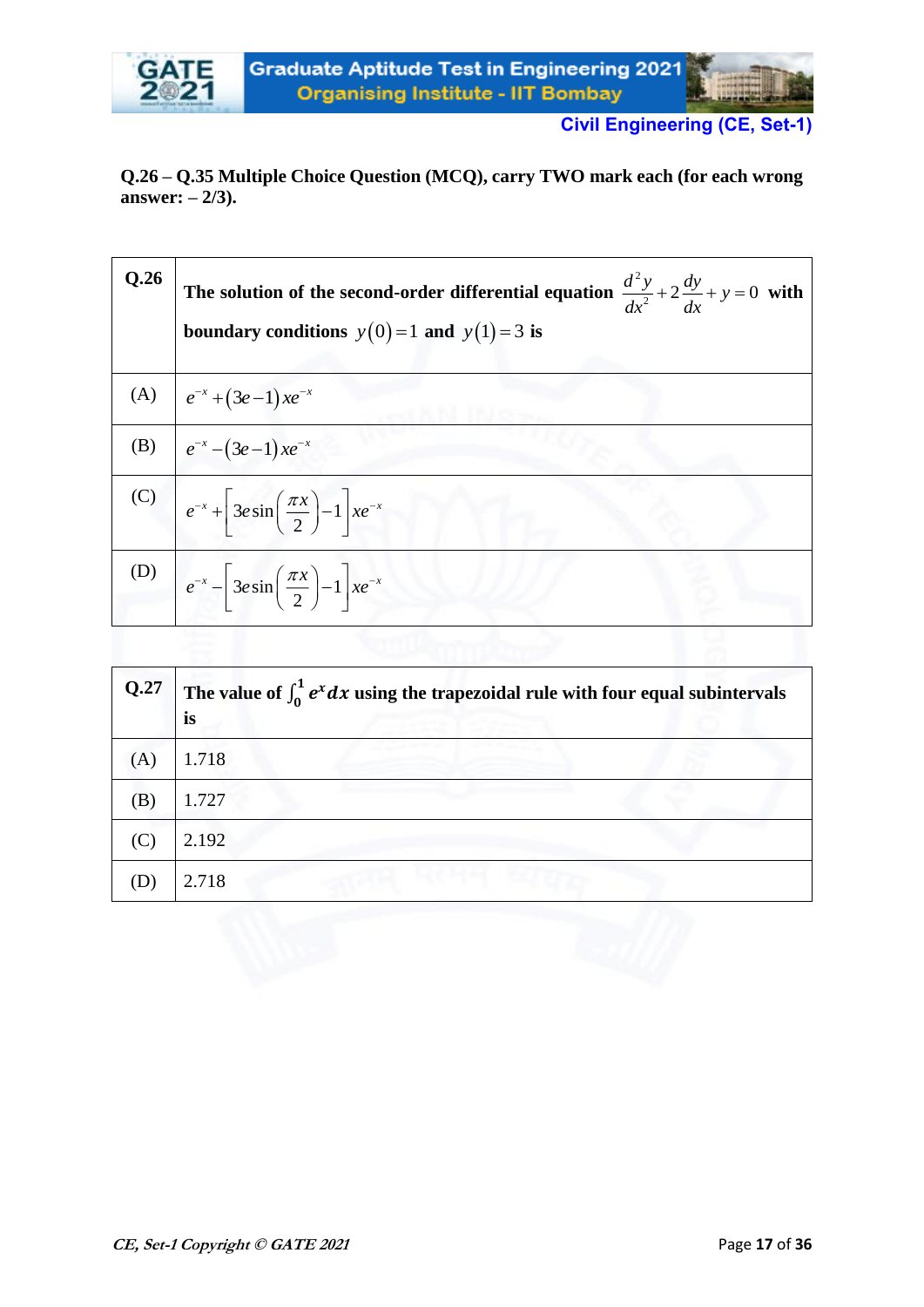**Q.26 – Q.35 Multiple Choice Question (MCQ), carry TWO mark each (for each wrong answer: – 2/3).**

| Q.26 | The solution of the second-order differential equation $\frac{d^2y}{dx^2} + 2\frac{dy}{dx} + y = 0$ with boundary conditions $y(0) = 1$ and $y(1) = 3$ is |
|---|---|
| (A) | $e^{-x} + (3e - 1)xe^{-x}$ |
| (B) | $e^{-x} - (3e - 1)xe^{-x}$ |
| (C) | $e^{-x} + \left[3e \sin\left(\frac{\pi x}{2}\right) - 1\right]xe^{-x}$ |
| (D) | $e^{-x} - \left[3e \sin\left(\frac{\pi x}{2}\right) - 1\right]xe^{-x}$ |

| Q.27 | The value of $\int_0^1 e^x dx$ using the trapezoidal rule with four equal subintervals is |
|---|---|
| (A) | 1.718 |
| (B) | 1.727 |
| (C) | 2.192 |
| (D) | 2.718 |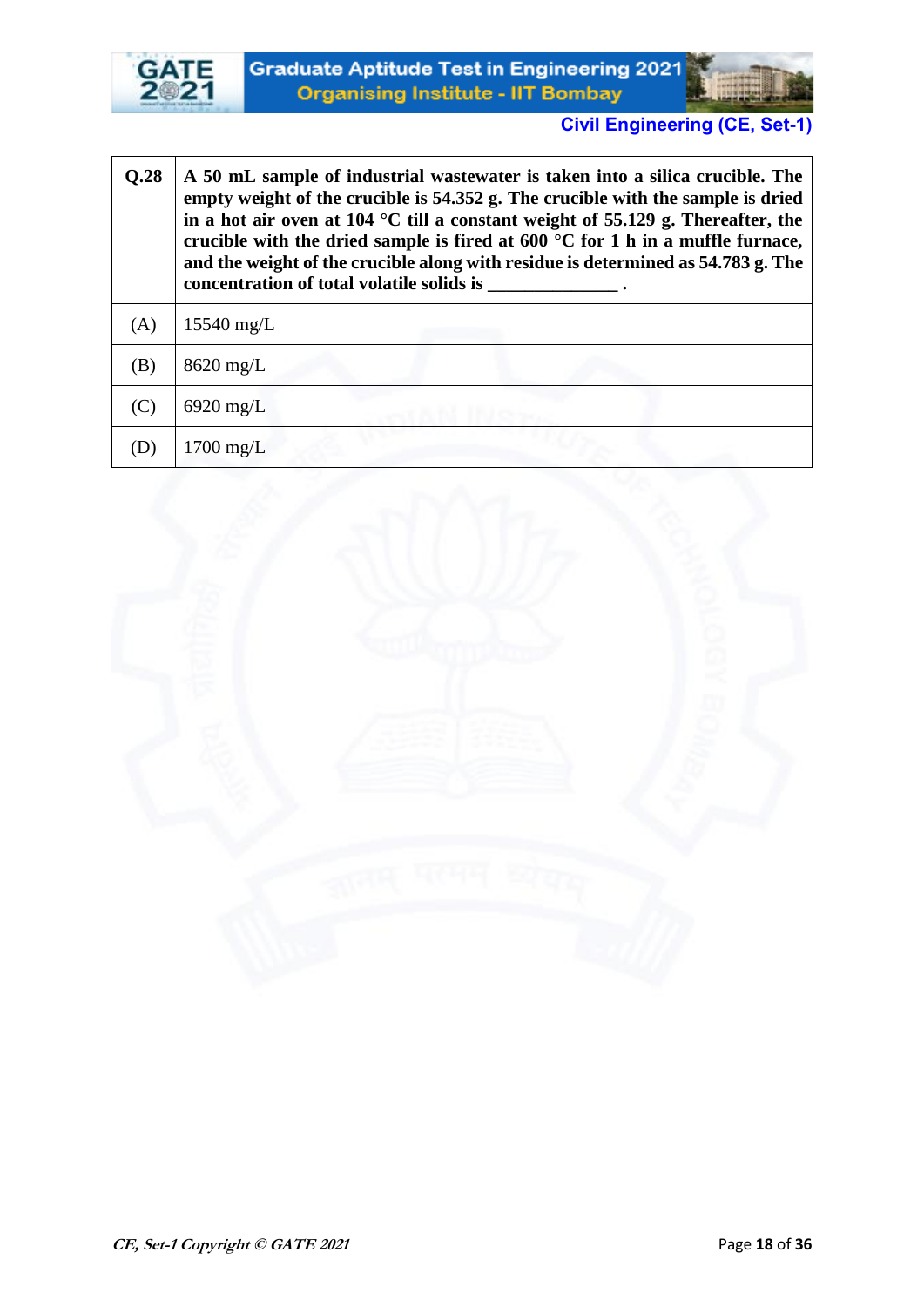| Q.28 | **A 50 mL sample of industrial wastewater is taken into a silica crucible. The empty weight of the crucible is 54.352 g. The crucible with the sample is dried in a hot air oven at 104 °C till a constant weight of 55.129 g. Thereafter, the crucible with the dried sample is fired at 600 °C for 1 h in a muffle furnace, and the weight of the crucible along with residue is determined as 54.783 g. The concentration of total volatile solids is ______________ .** |
|---|---|
| (A) | 15540 mg/L |
| (B) | 8620 mg/L |
| (C) | 6920 mg/L |
| (D) | 1700 mg/L |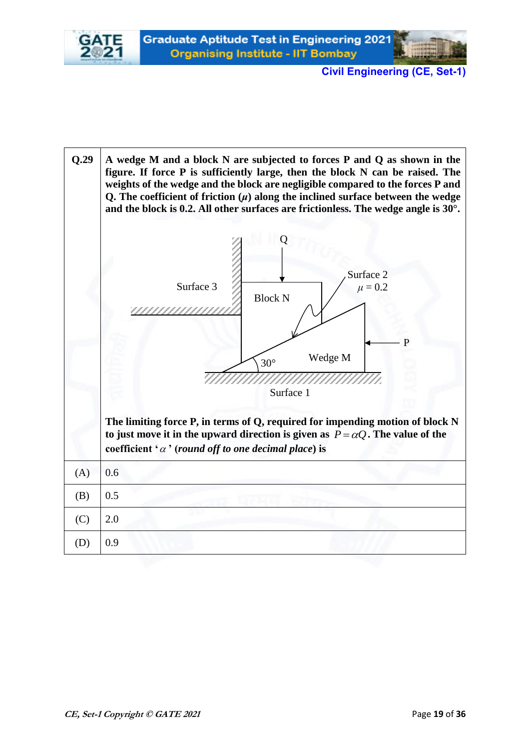| Q.29 | A wedge M and a block N are subjected to forces P and Q as shown in the figure. If force P is sufficiently large, then the block N can be raised. The weights of the wedge and the block are negligible compared to the forces P and Q. The coefficient of friction ($\mu$) along the inclined surface between the wedge and the block is 0.2. All other surfaces are frictionless. The wedge angle is 30°. |
|---|---|
| | Q<br>Surface 3 &nbsp;&nbsp; Block N &nbsp;&nbsp; Surface 2 $\mu = 0.2$<br>30° &nbsp;&nbsp; Wedge M &nbsp;&nbsp; P<br>Surface 1 |
| | The limiting force P, in terms of Q, required for impending motion of block N to just move it in the upward direction is given as $P = \alpha Q$. The value of the coefficient '$\alpha$' (*round off to one decimal place*) is |
| (A) | 0.6 |
| (B) | 0.5 |
| (C) | 2.0 |
| (D) | 0.9 |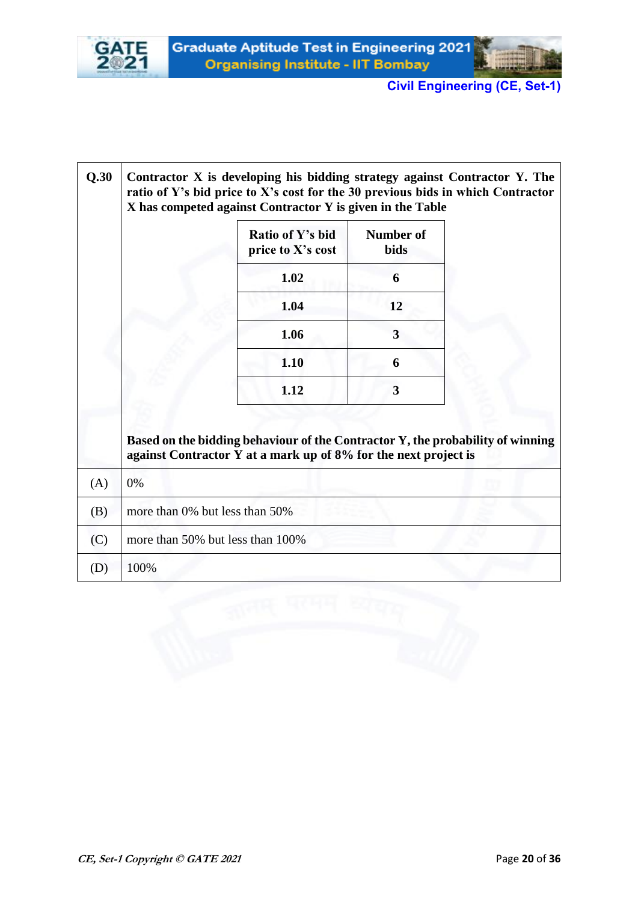**Q.30** **Contractor X is developing his bidding strategy against Contractor Y. The ratio of Y's bid price to X's cost for the 30 previous bids in which Contractor X has competed against Contractor Y is given in the Table**

| Ratio of Y's bid price to X's cost | Number of bids |
|---|---|
| 1.02 | 6 |
| 1.04 | 12 |
| 1.06 | 3 |
| 1.10 | 6 |
| 1.12 | 3 |

**Based on the bidding behaviour of the Contractor Y, the probability of winning against Contractor Y at a mark up of 8% for the next project is**

(A) 0%

(B) more than 0% but less than 50%

(C) more than 50% but less than 100%

(D) 100%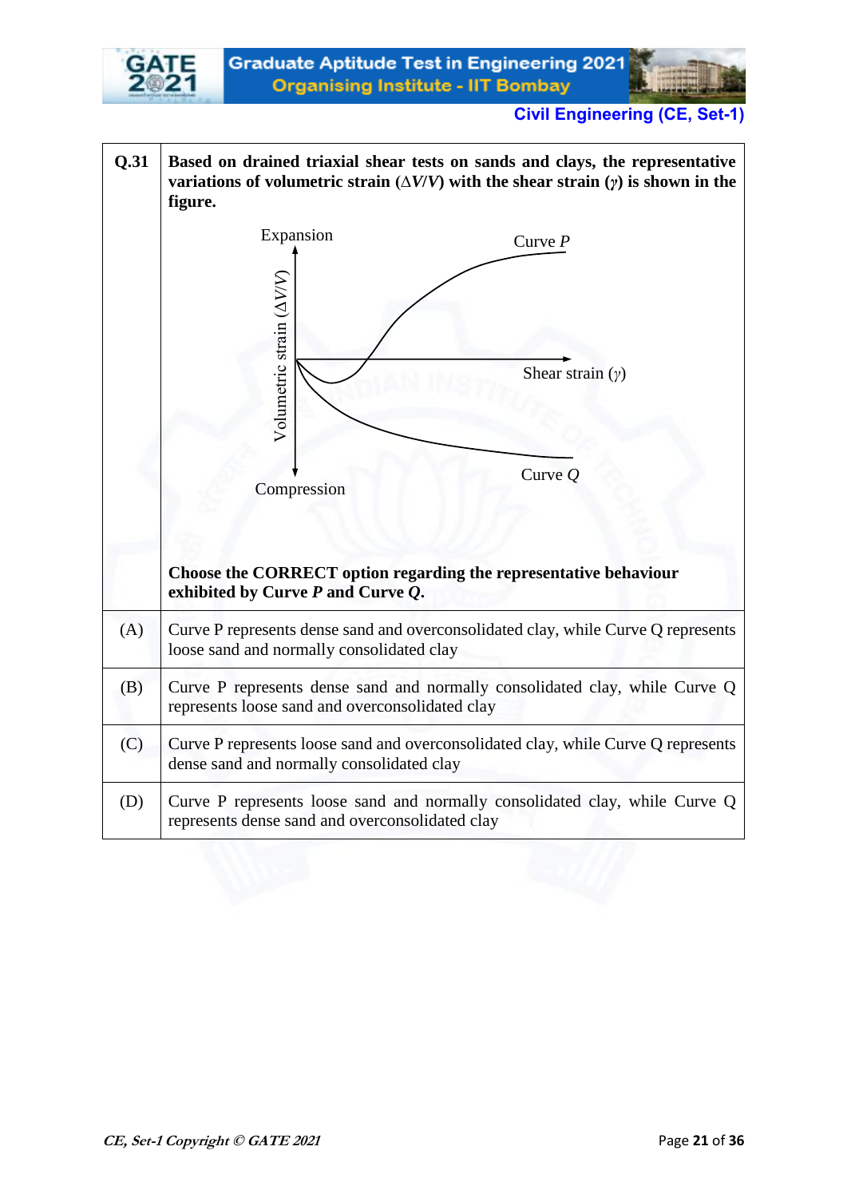**Q.31** **Based on drained triaxial shear tests on sands and clays, the representative variations of volumetric strain ($\Delta V/V$) with the shear strain ($\gamma$) is shown in the figure.**

Expansion

Curve $P$

Volumetric strain ($\Delta V/V$)

Shear strain ($\gamma$)

Compression

Curve $Q$

**Choose the CORRECT option regarding the representative behaviour exhibited by Curve $P$ and Curve $Q$.**

(A) Curve P represents dense sand and overconsolidated clay, while Curve Q represents loose sand and normally consolidated clay

(B) Curve P represents dense sand and normally consolidated clay, while Curve Q represents loose sand and overconsolidated clay

(C) Curve P represents loose sand and overconsolidated clay, while Curve Q represents dense sand and normally consolidated clay

(D) Curve P represents loose sand and normally consolidated clay, while Curve Q represents dense sand and overconsolidated clay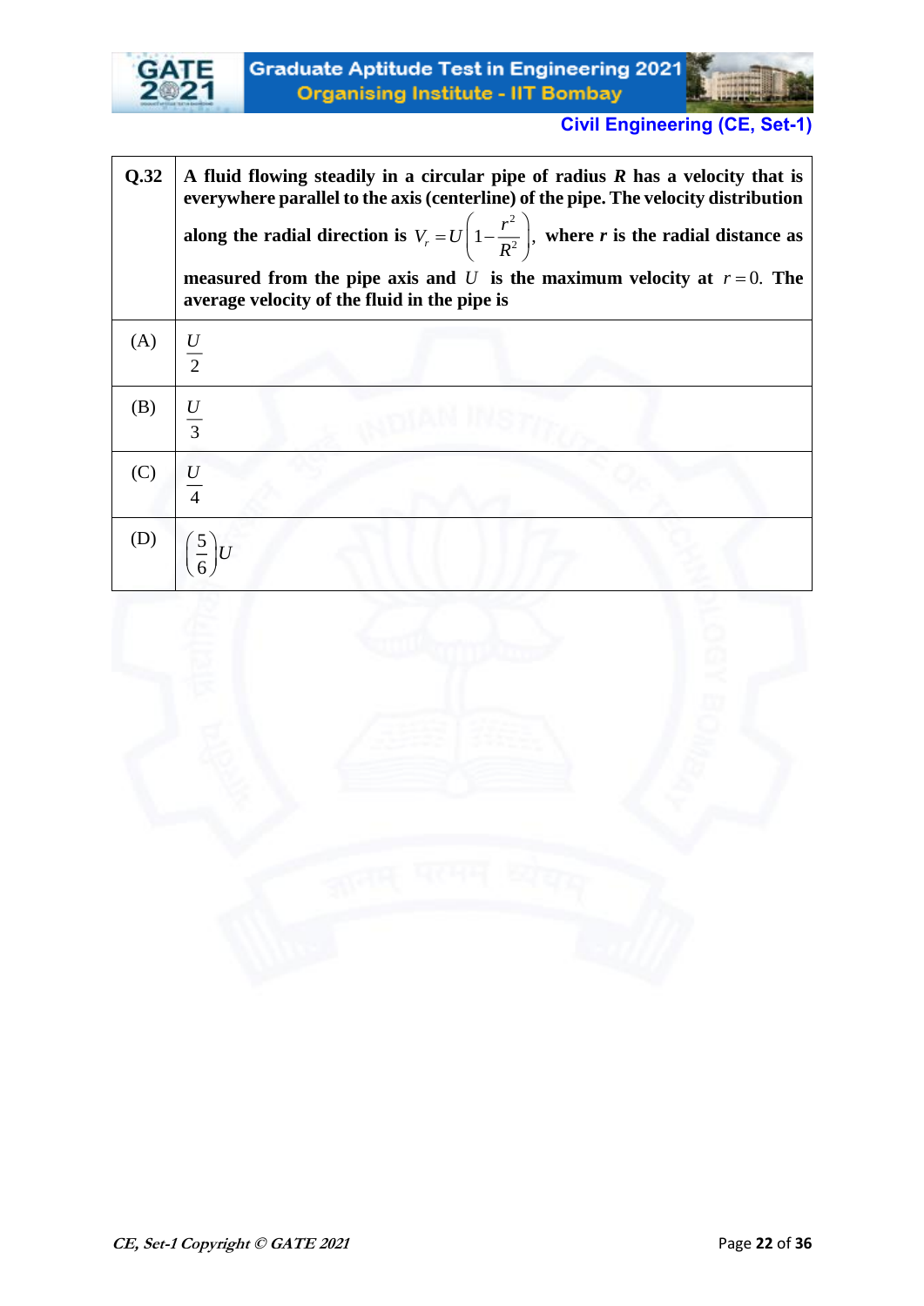| Q.32 | **A fluid flowing steadily in a circular pipe of radius $R$ has a velocity that is everywhere parallel to the axis (centerline) of the pipe. The velocity distribution along the radial direction is $V_r = U\left(1 - \frac{r^2}{R^2}\right)$, where $r$ is the radial distance as measured from the pipe axis and $U$ is the maximum velocity at $r = 0$. The average velocity of the fluid in the pipe is** |
|---|---|
| (A) | $\frac{U}{2}$ |
| (B) | $\frac{U}{3}$ |
| (C) | $\frac{U}{4}$ |
| (D) | $\left(\frac{5}{6}\right)U$ |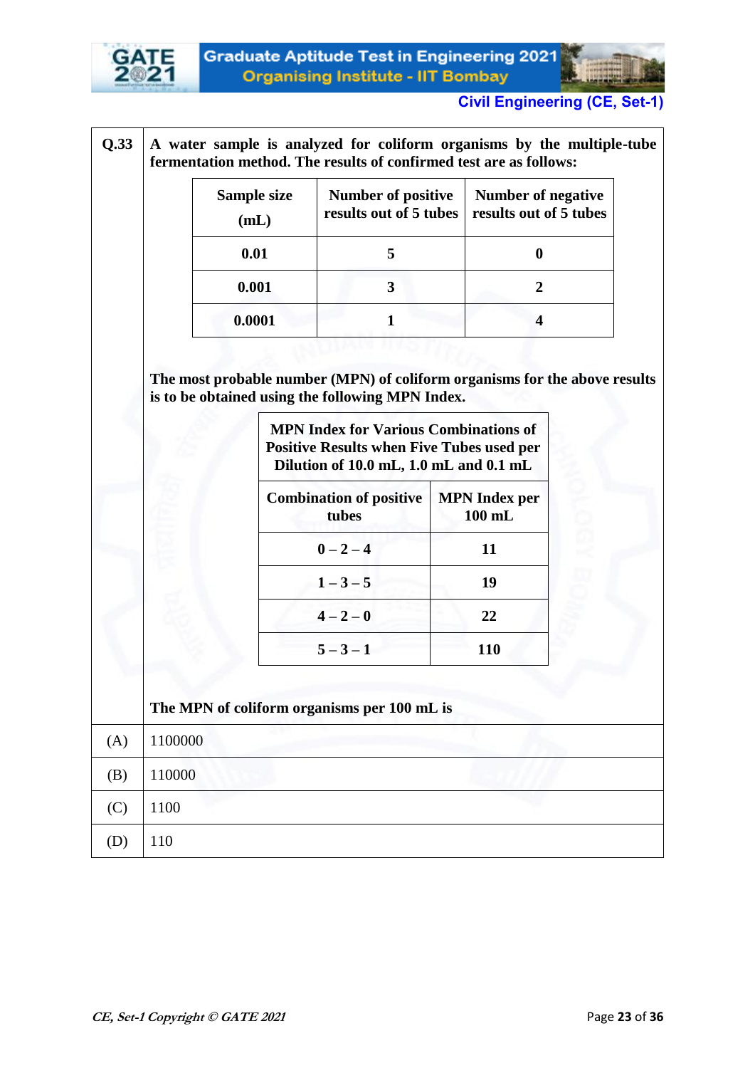**Q.33** **A water sample is analyzed for coliform organisms by the multiple-tube fermentation method. The results of confirmed test are as follows:**

| Sample size (mL) | Number of positive results out of 5 tubes | Number of negative results out of 5 tubes |
|---|---|---|
| 0.01 | 5 | 0 |
| 0.001 | 3 | 2 |
| 0.0001 | 1 | 4 |

**The most probable number (MPN) of coliform organisms for the above results is to be obtained using the following MPN Index.**

| MPN Index for Various Combinations of Positive Results when Five Tubes used per Dilution of 10.0 mL, 1.0 mL and 0.1 mL | |
|---|---|
| **Combination of positive tubes** | **MPN Index per 100 mL** |
| 0 – 2 – 4 | 11 |
| 1 – 3 – 5 | 19 |
| 4 – 2 – 0 | 22 |
| 5 – 3 – 1 | 110 |

**The MPN of coliform organisms per 100 mL is**

(A) 1100000

(B) 110000

(C) 1100

(D) 110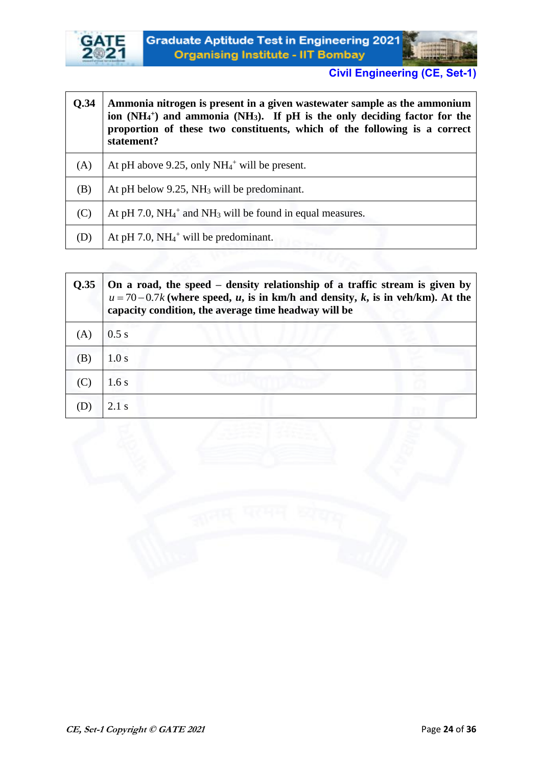| Q.34 | **Ammonia nitrogen is present in a given wastewater sample as the ammonium ion ($NH_4^+$) and ammonia ($NH_3$). If pH is the only deciding factor for the proportion of these two constituents, which of the following is a correct statement?** |
|---|---|
| (A) | At pH above 9.25, only $NH_4^+$ will be present. |
| (B) | At pH below 9.25, $NH_3$ will be predominant. |
| (C) | At pH 7.0, $NH_4^+$ and $NH_3$ will be found in equal measures. |
| (D) | At pH 7.0, $NH_4^+$ will be predominant. |

| Q.35 | **On a road, the speed – density relationship of a traffic stream is given by $u = 70 - 0.7k$ (where speed, $u$, is in km/h and density, $k$, is in veh/km). At the capacity condition, the average time headway will be** |
|---|---|
| (A) | 0.5 s |
| (B) | 1.0 s |
| (C) | 1.6 s |
| (D) | 2.1 s |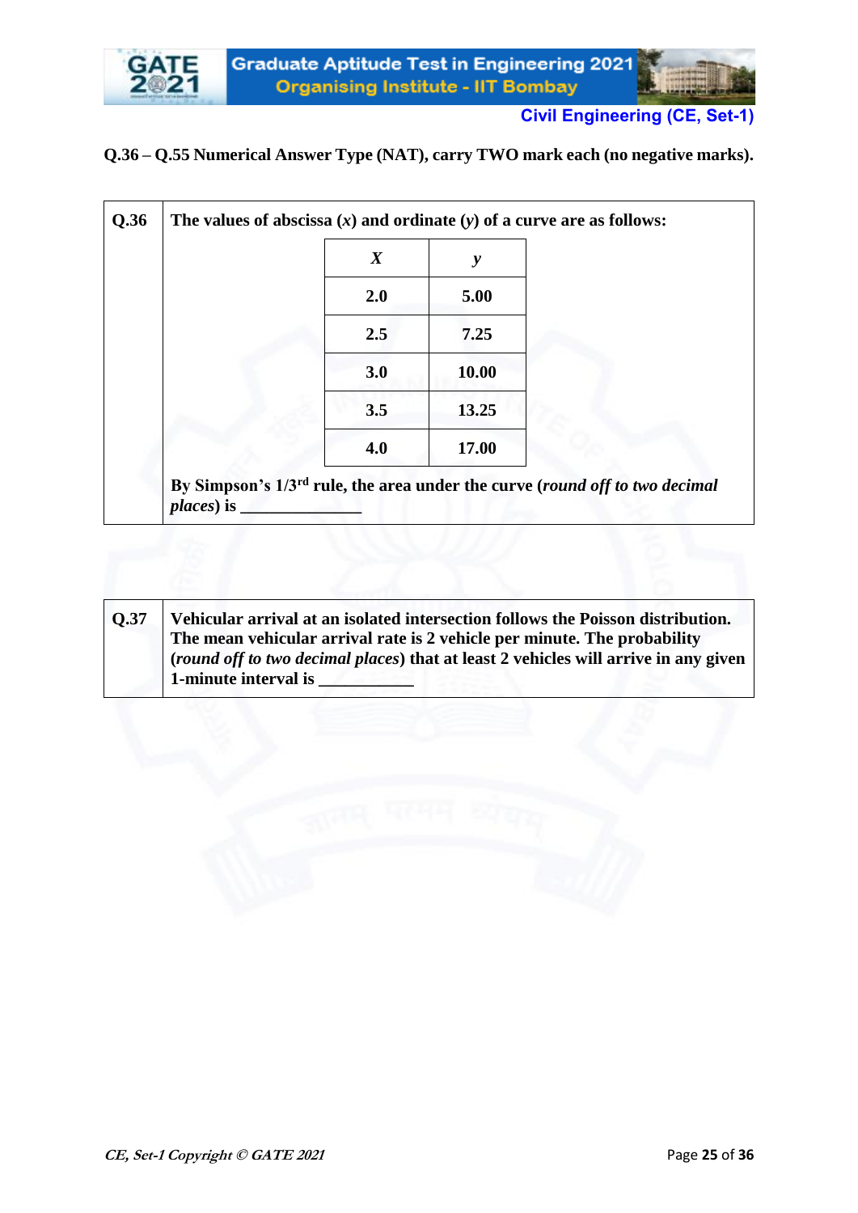**Q.36 – Q.55 Numerical Answer Type (NAT), carry TWO mark each (no negative marks).**

**Q.36** The values of abscissa ($x$) and ordinate ($y$) of a curve are as follows:

| $x$ | $y$ |
|---|---|
| 2.0 | 5.00 |
| 2.5 | 7.25 |
| 3.0 | 10.00 |
| 3.5 | 13.25 |
| 4.0 | 17.00 |

By Simpson's 1/3rd rule, the area under the curve (*round off to two decimal places*) is ______________

**Q.37** Vehicular arrival at an isolated intersection follows the Poisson distribution. The mean vehicular arrival rate is 2 vehicle per minute. The probability (*round off to two decimal places*) that at least 2 vehicles will arrive in any given 1-minute interval is __________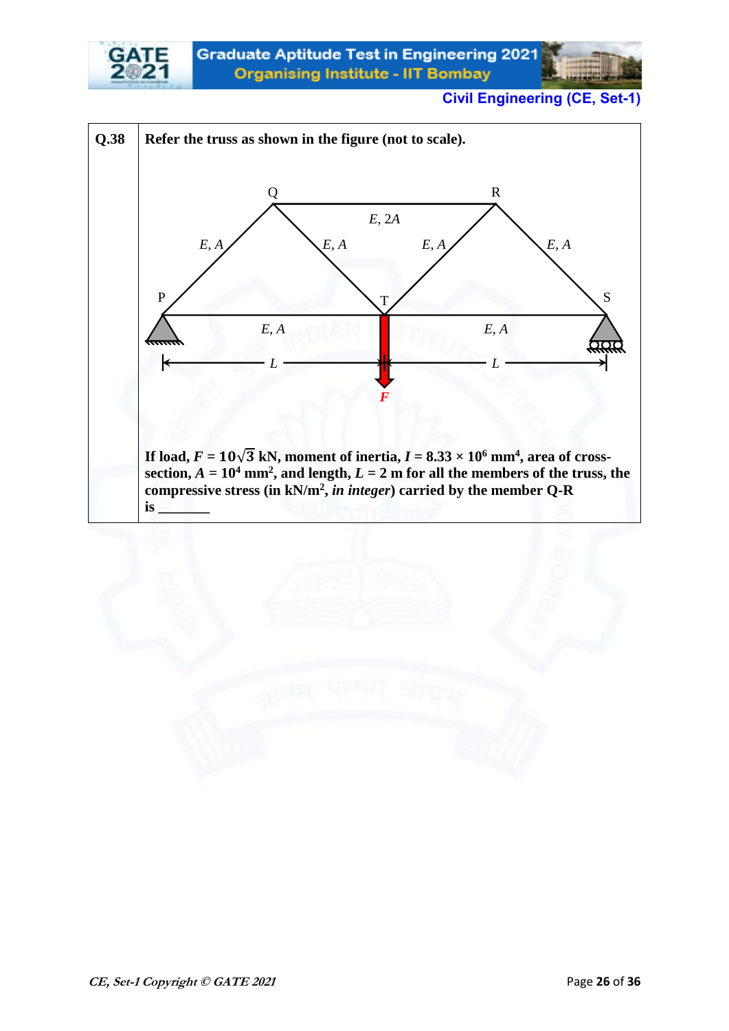**Q.38** Refer the truss as shown in the figure (not to scale).

If load, $F = 10\sqrt{3}$ kN, moment of inertia, $I = 8.33 \times 10^6$ mm$^4$, area of cross-section, $A = 10^4$ mm$^2$, and length, $L = 2$ m for all the members of the truss, the compressive stress (in kN/m$^2$, *in integer*) carried by the member Q-R is _______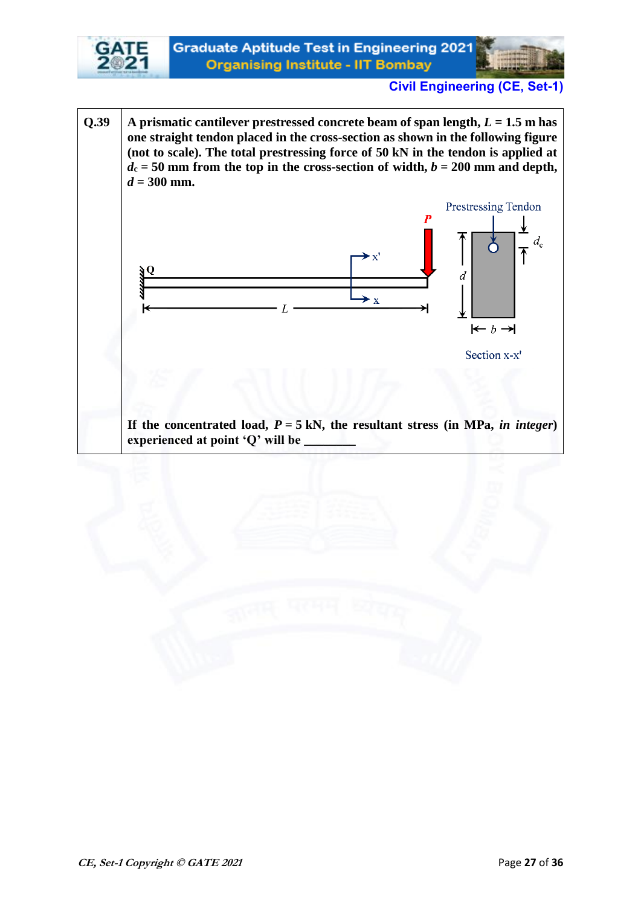**Q.39** A prismatic cantilever prestressed concrete beam of span length, $L$ = 1.5 m has one straight tendon placed in the cross-section as shown in the following figure (not to scale). The total prestressing force of 50 kN in the tendon is applied at $d_c$ = 50 mm from the top in the cross-section of width, $b$ = 200 mm and depth, $d$ = 300 mm.

Prestressing Tendon

Section x-x'

If the concentrated load, $P$ = 5 kN, the resultant stress (in MPa, *in integer*) experienced at point 'Q' will be ________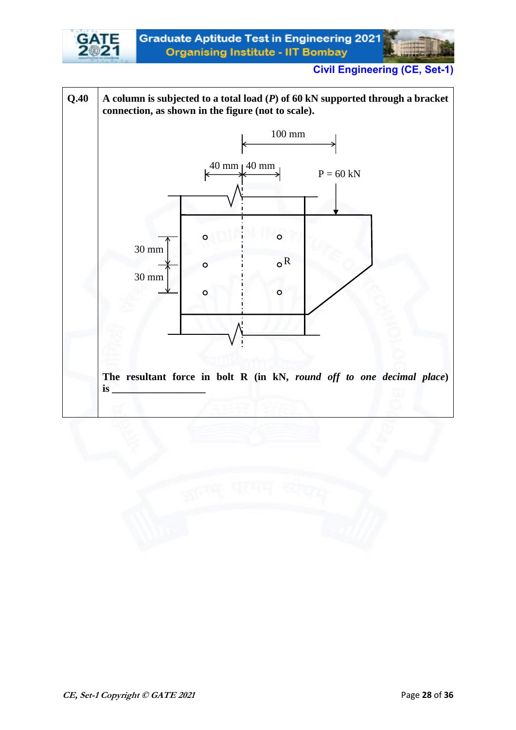**Q.40** A column is subjected to a total load ($P$) of 60 kN supported through a bracket connection, as shown in the figure (not to scale).

100 mm

40 mm | 40 mm

P = 60 kN

30 mm

30 mm

R

The resultant force in bolt R (in kN, *round off to one decimal place*) is \_\_\_\_\_\_\_\_\_\_\_\_\_\_\_\_\_\_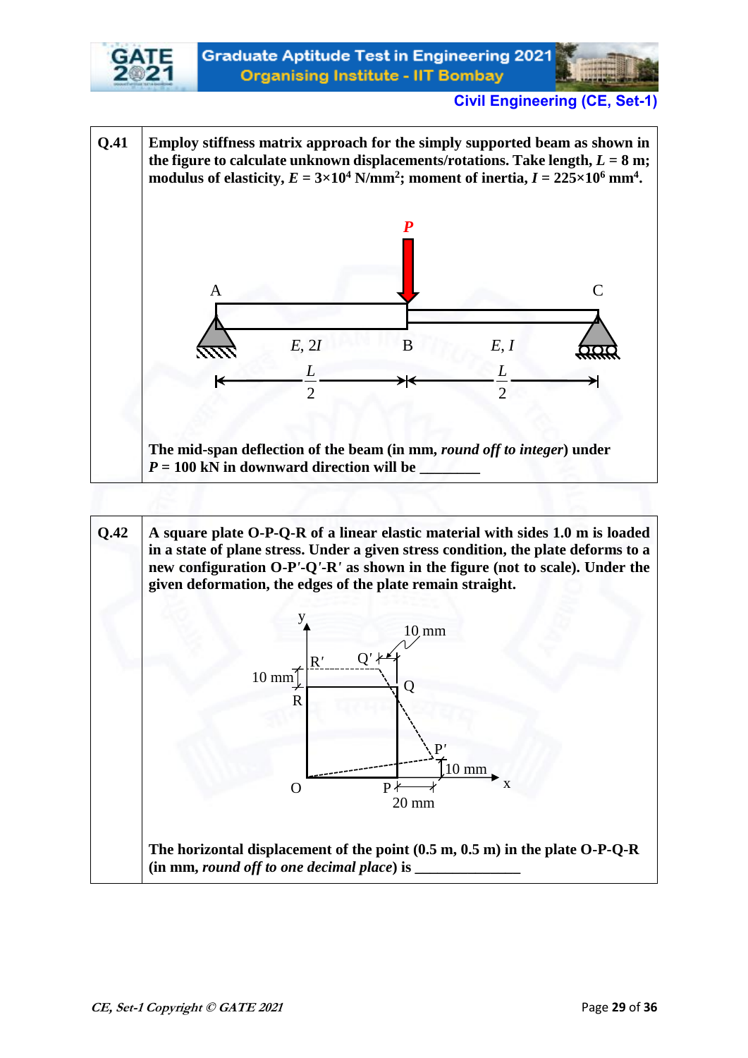**Q.41** Employ stiffness matrix approach for the simply supported beam as shown in the figure to calculate unknown displacements/rotations. Take length, $L$ = 8 m; modulus of elasticity, $E = 3\times10^4$ N/mm$^2$; moment of inertia, $I = 225\times10^6$ mm$^4$.

The mid-span deflection of the beam (in mm, *round off to integer*) under $P$ = 100 kN in downward direction will be ________

**Q.42** A square plate O-P-Q-R of a linear elastic material with sides 1.0 m is loaded in a state of plane stress. Under a given stress condition, the plate deforms to a new configuration O-P′-Q′-R′ as shown in the figure (not to scale). Under the given deformation, the edges of the plate remain straight.

The horizontal displacement of the point (0.5 m, 0.5 m) in the plate O-P-Q-R (in mm, *round off to one decimal place*) is ______________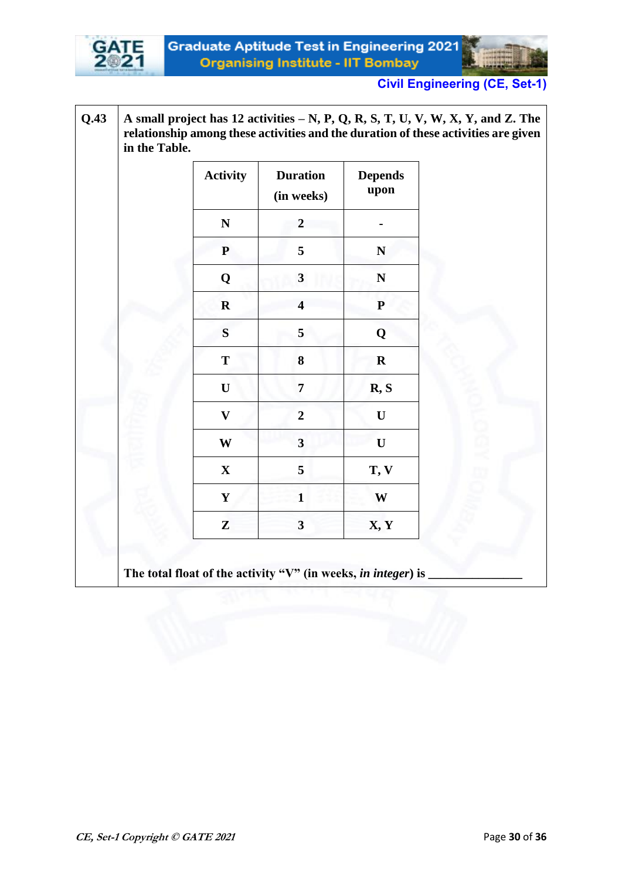**Q.43** A small project has 12 activities – N, P, Q, R, S, T, U, V, W, X, Y, and Z. The relationship among these activities and the duration of these activities are given in the Table.

| Activity | Duration (in weeks) | Depends upon |
|---|---|---|
| N | 2 | - |
| P | 5 | N |
| Q | 3 | N |
| R | 4 | P |
| S | 5 | Q |
| T | 8 | R |
| U | 7 | R, S |
| V | 2 | U |
| W | 3 | U |
| X | 5 | T, V |
| Y | 1 | W |
| Z | 3 | X, Y |

The total float of the activity "V" (in weeks, *in integer*) is _______________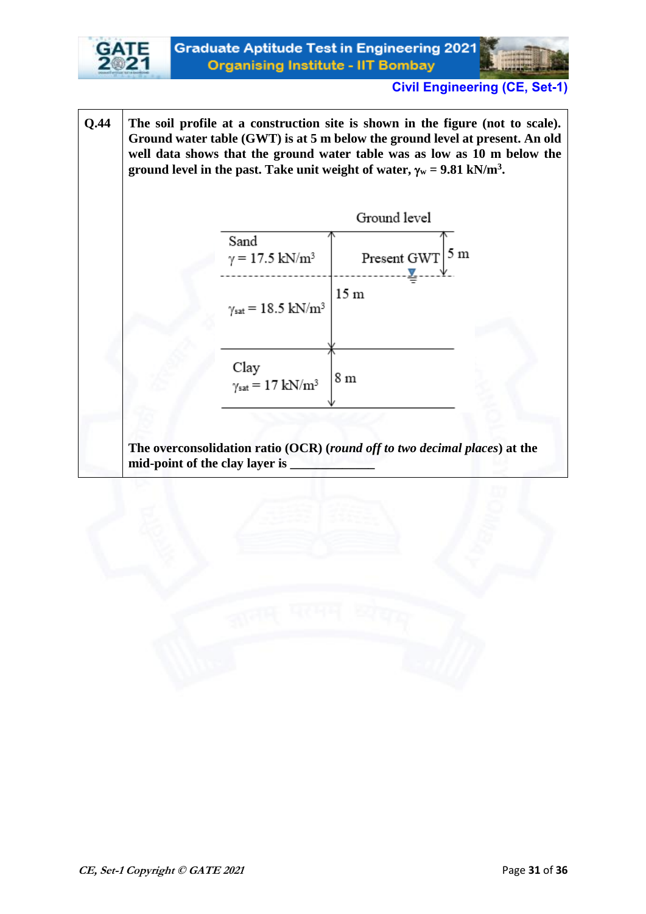**Q.44** The soil profile at a construction site is shown in the figure (not to scale). Ground water table (GWT) is at 5 m below the ground level at present. An old well data shows that the ground water table was as low as 10 m below the ground level in the past. Take unit weight of water, $\gamma_w = 9.81$ kN/m$^3$.

Ground level

Sand
$\gamma = 17.5$ kN/m$^3$

Present GWT

5 m

15 m

$\gamma_{sat} = 18.5$ kN/m$^3$

Clay
$\gamma_{sat} = 17$ kN/m$^3$

8 m

The overconsolidation ratio (OCR) (*round off to two decimal places*) at the mid-point of the clay layer is ______________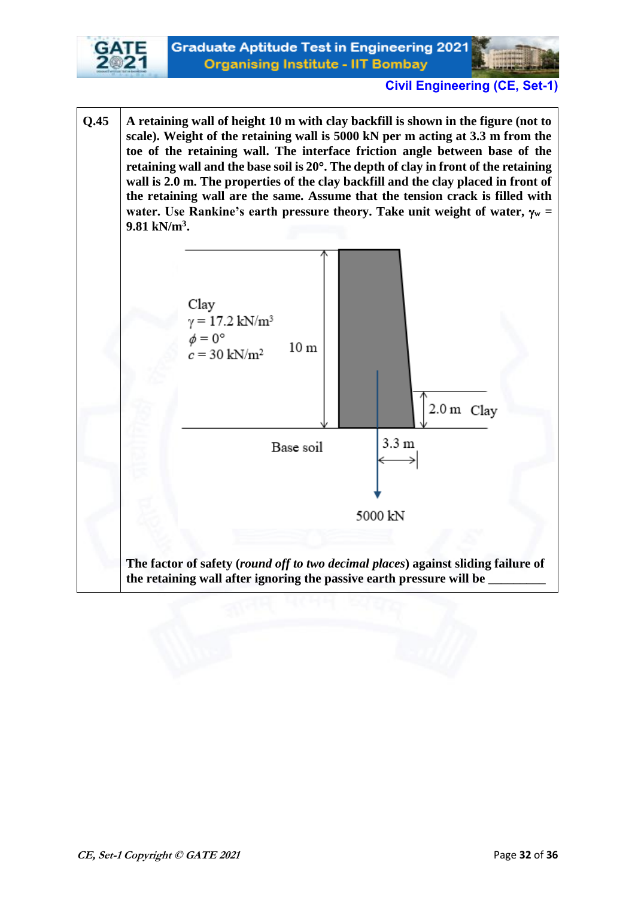**Q.45** A retaining wall of height 10 m with clay backfill is shown in the figure (not to scale). Weight of the retaining wall is 5000 kN per m acting at 3.3 m from the toe of the retaining wall. The interface friction angle between base of the retaining wall and the base soil is 20°. The depth of clay in front of the retaining wall is 2.0 m. The properties of the clay backfill and the clay placed in front of the retaining wall are the same. Assume that the tension crack is filled with water. Use Rankine's earth pressure theory. Take unit weight of water, $\gamma_w$ = 9.81 kN/m$^3$.

Clay
$\gamma = 17.2$ kN/m$^3$
$\phi = 0°$
$c = 30$ kN/m$^2$

10 m

2.0 m Clay

Base soil

3.3 m

5000 kN

The factor of safety (*round off to two decimal places*) against sliding failure of the retaining wall after ignoring the passive earth pressure will be _________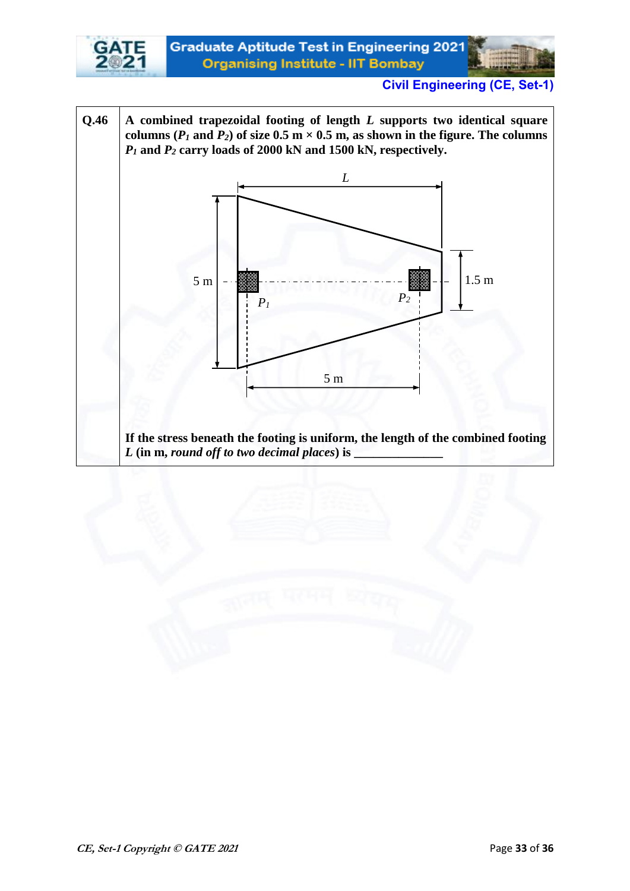Civil Engineering (CE, Set-1)

| | |
|---|---|
| **Q.46** | **A combined trapezoidal footing of length $L$ supports two identical square columns ($P_1$ and $P_2$) of size 0.5 m × 0.5 m, as shown in the figure. The columns $P_1$ and $P_2$ carry loads of 2000 kN and 1500 kN, respectively.** <br><br> **If the stress beneath the footing is uniform, the length of the combined footing $L$ (in m, *round off to two decimal places*) is \_\_\_\_\_\_\_\_\_\_\_\_\_\_** |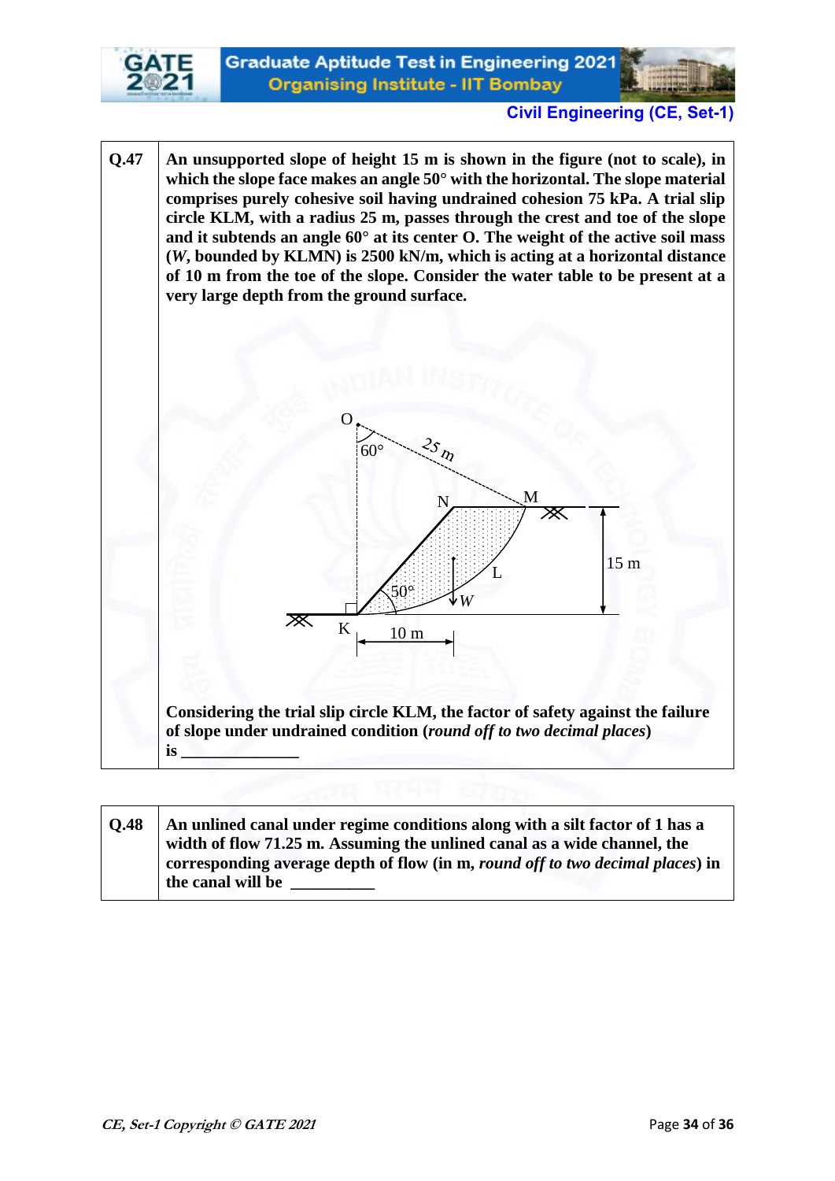| | |
|---|---|
| **Q.47** | **An unsupported slope of height 15 m is shown in the figure (not to scale), in which the slope face makes an angle 50° with the horizontal. The slope material comprises purely cohesive soil having undrained cohesion 75 kPa. A trial slip circle KLM, with a radius 25 m, passes through the crest and toe of the slope and it subtends an angle 60° at its center O. The weight of the active soil mass (*W*, bounded by KLMN) is 2500 kN/m, which is acting at a horizontal distance of 10 m from the toe of the slope. Consider the water table to be present at a very large depth from the ground surface.** <br><br> **Considering the trial slip circle KLM, the factor of safety against the failure of slope under undrained condition (*round off to two decimal places*) is ______________** |

| | |
|---|---|
| **Q.48** | **An unlined canal under regime conditions along with a silt factor of 1 has a width of flow 71.25 m. Assuming the unlined canal as a wide channel, the corresponding average depth of flow (in m, *round off to two decimal places*) in the canal will be __________** |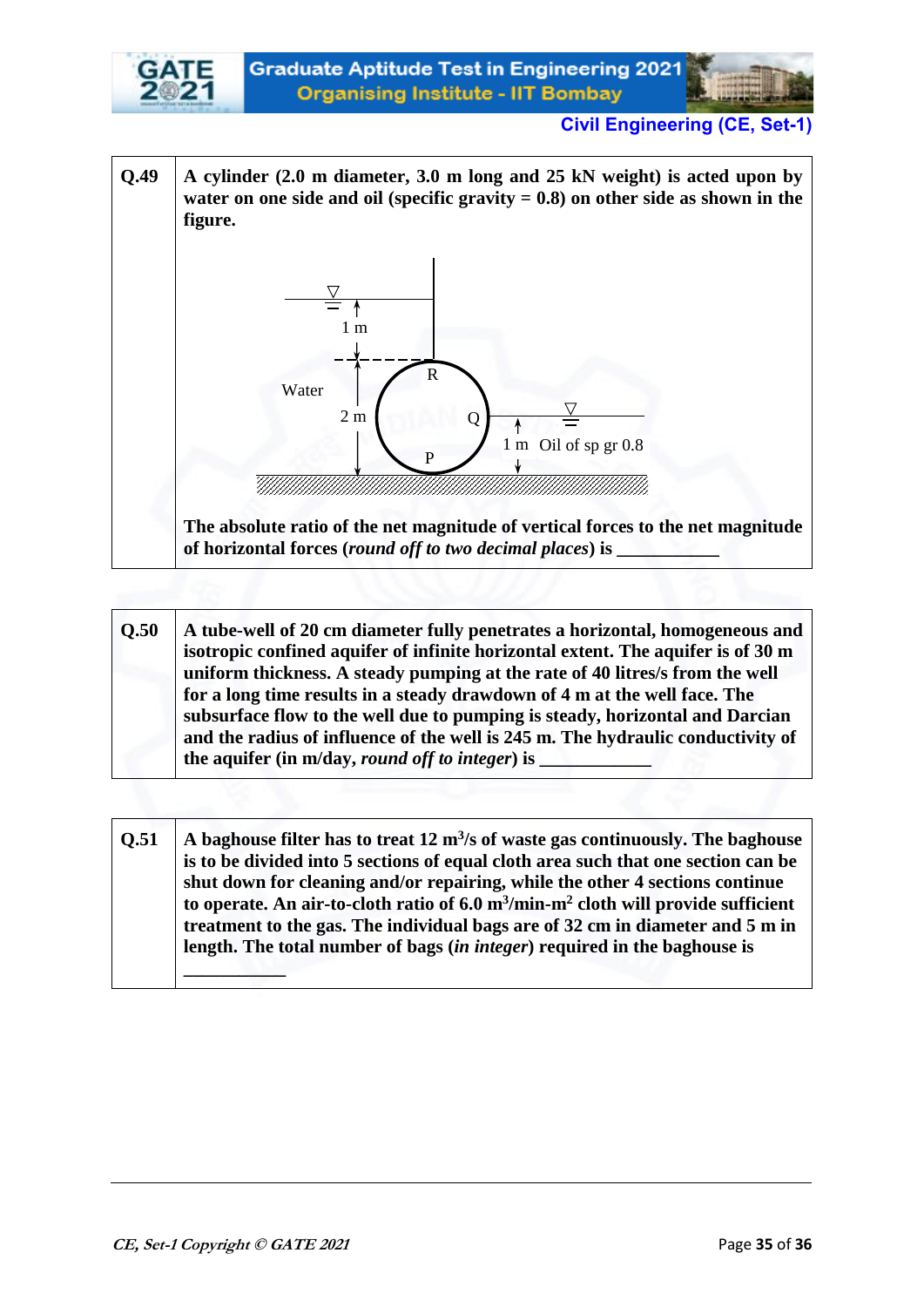| | |
|---|---|
| **Q.49** | **A cylinder (2.0 m diameter, 3.0 m long and 25 kN weight) is acted upon by water on one side and oil (specific gravity = 0.8) on other side as shown in the figure.** <br><br> Water; 1 m; 2 m; R; Q; P; 1 m Oil of sp gr 0.8 <br><br> **The absolute ratio of the net magnitude of vertical forces to the net magnitude of horizontal forces (*round off to two decimal places*) is \_\_\_\_\_\_\_\_\_\_\_** |

| | |
|---|---|
| **Q.50** | **A tube-well of 20 cm diameter fully penetrates a horizontal, homogeneous and isotropic confined aquifer of infinite horizontal extent. The aquifer is of 30 m uniform thickness. A steady pumping at the rate of 40 litres/s from the well for a long time results in a steady drawdown of 4 m at the well face. The subsurface flow to the well due to pumping is steady, horizontal and Darcian and the radius of influence of the well is 245 m. The hydraulic conductivity of the aquifer (in m/day, *round off to integer*) is \_\_\_\_\_\_\_\_\_\_\_\_** |

| | |
|---|---|
| **Q.51** | **A baghouse filter has to treat 12 $m^3$/s of waste gas continuously. The baghouse is to be divided into 5 sections of equal cloth area such that one section can be shut down for cleaning and/or repairing, while the other 4 sections continue to operate. An air-to-cloth ratio of 6.0 $m^3$/min-$m^2$ cloth will provide sufficient treatment to the gas. The individual bags are of 32 cm in diameter and 5 m in length. The total number of bags (*in integer*) required in the baghouse is \_\_\_\_\_\_\_\_\_\_\_** |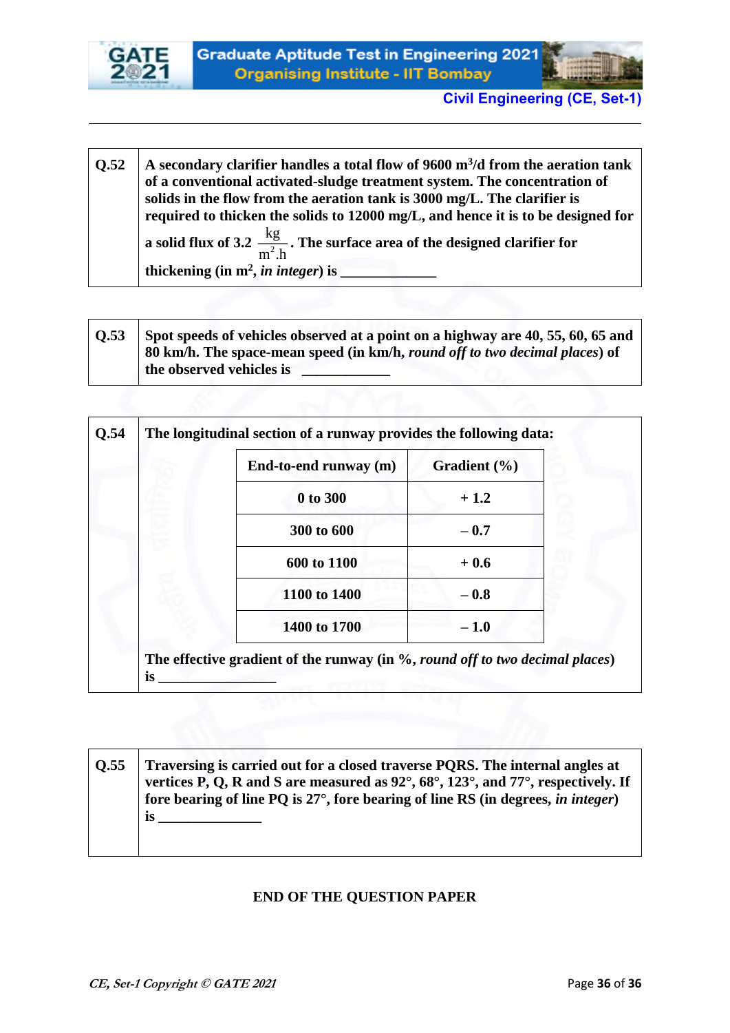| | |
|---|---|
| **Q.52** | **A secondary clarifier handles a total flow of 9600 $m^3$/d from the aeration tank of a conventional activated-sludge treatment system. The concentration of solids in the flow from the aeration tank is 3000 mg/L. The clarifier is required to thicken the solids to 12000 mg/L, and hence it is to be designed for a solid flux of 3.2 $\frac{kg}{m^2.h}$. The surface area of the designed clarifier for thickening (in $m^2$, *in integer*) is \_\_\_\_\_\_\_\_\_\_\_\_\_** |

| | |
|---|---|
| **Q.53** | **Spot speeds of vehicles observed at a point on a highway are 40, 55, 60, 65 and 80 km/h. The space-mean speed (in km/h, *round off to two decimal places*) of the observed vehicles is \_\_\_\_\_\_\_\_\_\_\_\_** |

**Q.54** **The longitudinal section of a runway provides the following data:**

| End-to-end runway (m) | Gradient (%) |
|---|---|
| 0 to 300 | + 1.2 |
| 300 to 600 | – 0.7 |
| 600 to 1100 | + 0.6 |
| 1100 to 1400 | – 0.8 |
| 1400 to 1700 | – 1.0 |

**The effective gradient of the runway (in %, *round off to two decimal places*) is \_\_\_\_\_\_\_\_\_\_\_\_\_\_\_\_**

| | |
|---|---|
| **Q.55** | **Traversing is carried out for a closed traverse PQRS. The internal angles at vertices P, Q, R and S are measured as 92°, 68°, 123°, and 77°, respectively. If fore bearing of line PQ is 27°, fore bearing of line RS (in degrees, *in integer*) is \_\_\_\_\_\_\_\_\_\_\_\_\_\_** |

**END OF THE QUESTION PAPER**